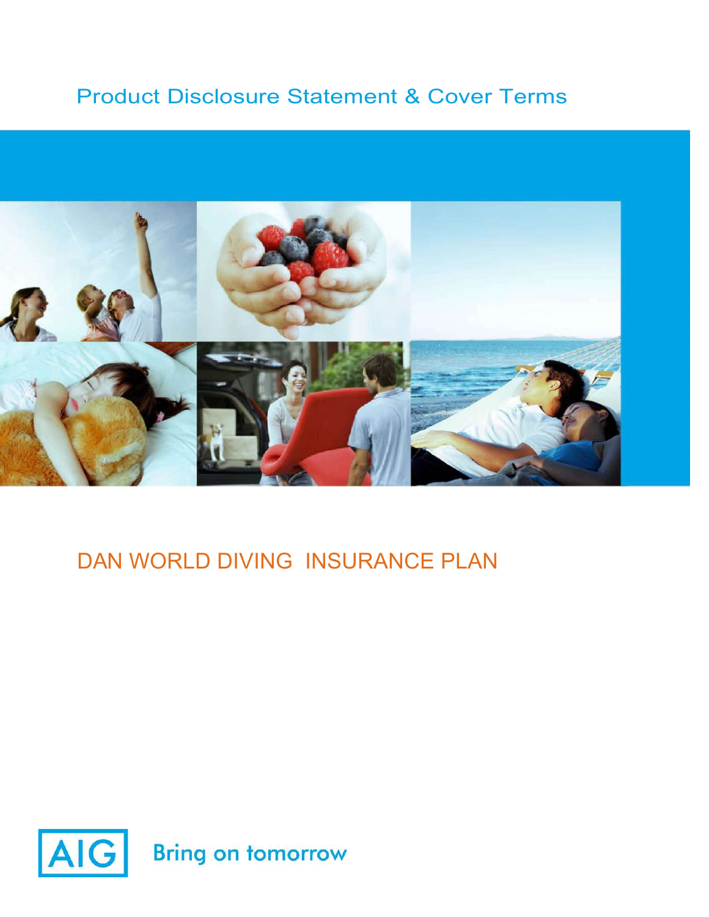Product Disclosure Statement & Cover Terms

# DAN WORLD DIVING INSURANCE PLAN

AIG

Bring on tomorrow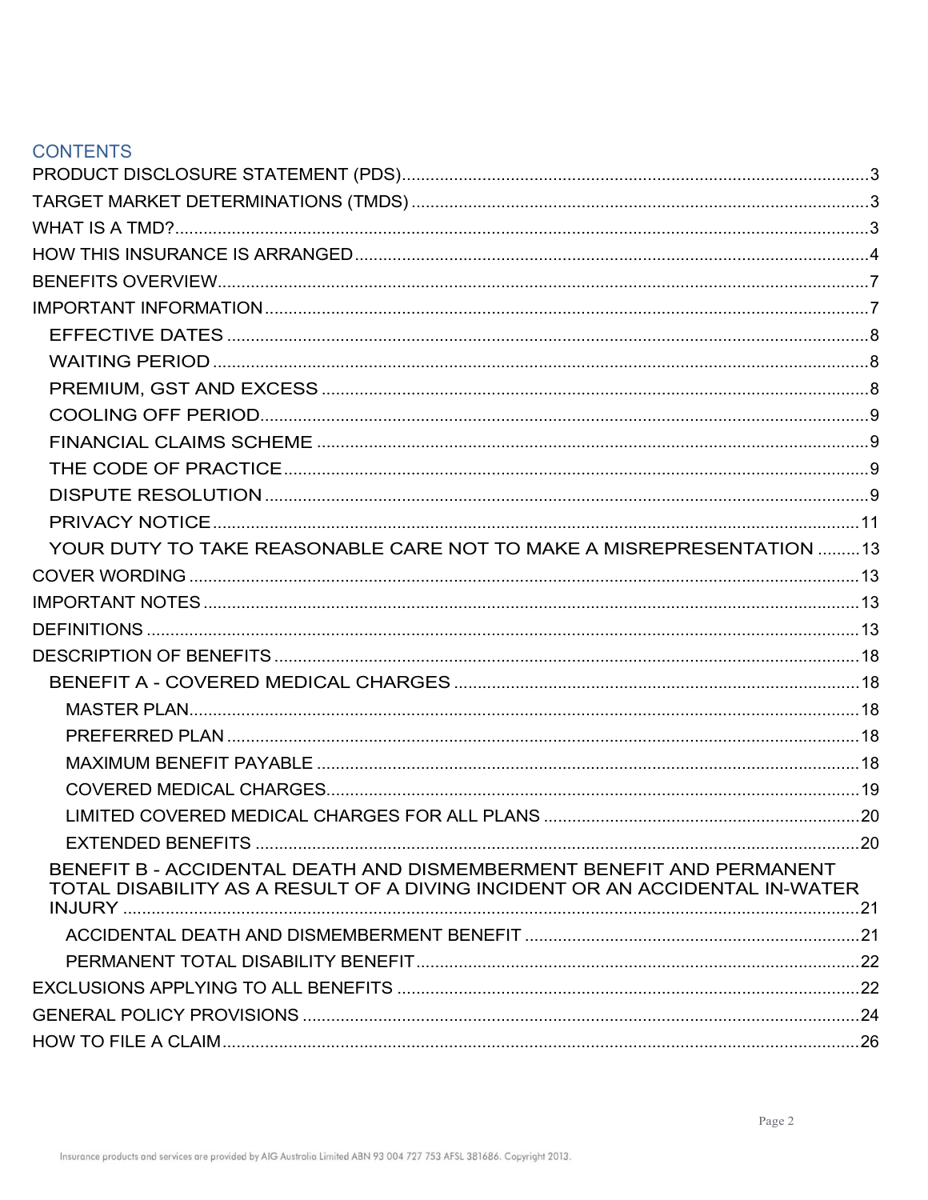## CONTENTS

- PRODUCT DISCLOSURE STATEMENT (PDS) ... 3
- TARGET MARKET DETERMINATIONS (TMDS) ... 3
- WHAT IS A TMD? ... 3
- HOW THIS INSURANCE IS ARRANGED ... 4
- BENEFITS OVERVIEW ... 7
- IMPORTANT INFORMATION ... 7
  - EFFECTIVE DATES ... 8
  - WAITING PERIOD ... 8
  - PREMIUM, GST AND EXCESS ... 8
  - COOLING OFF PERIOD ... 9
  - FINANCIAL CLAIMS SCHEME ... 9
  - THE CODE OF PRACTICE ... 9
  - DISPUTE RESOLUTION ... 9
  - PRIVACY NOTICE ... 11
  - YOUR DUTY TO TAKE REASONABLE CARE NOT TO MAKE A MISREPRESENTATION ... 13
- COVER WORDING ... 13
- IMPORTANT NOTES ... 13
- DEFINITIONS ... 13
- DESCRIPTION OF BENEFITS ... 18
  - BENEFIT A - COVERED MEDICAL CHARGES ... 18
    - MASTER PLAN ... 18
    - PREFERRED PLAN ... 18
    - MAXIMUM BENEFIT PAYABLE ... 18
    - COVERED MEDICAL CHARGES ... 19
    - LIMITED COVERED MEDICAL CHARGES FOR ALL PLANS ... 20
    - EXTENDED BENEFITS ... 20
  - BENEFIT B - ACCIDENTAL DEATH AND DISMEMBERMENT BENEFIT AND PERMANENT TOTAL DISABILITY AS A RESULT OF A DIVING INCIDENT OR AN ACCIDENTAL IN-WATER INJURY ... 21
    - ACCIDENTAL DEATH AND DISMEMBERMENT BENEFIT ... 21
    - PERMANENT TOTAL DISABILITY BENEFIT ... 22
- EXCLUSIONS APPLYING TO ALL BENEFITS ... 22
- GENERAL POLICY PROVISIONS ... 24
- HOW TO FILE A CLAIM ... 26

Insurance products and services are provided by AIG Australia Limited ABN 93 004 727 753 AFSL 381686. Copyright 2013.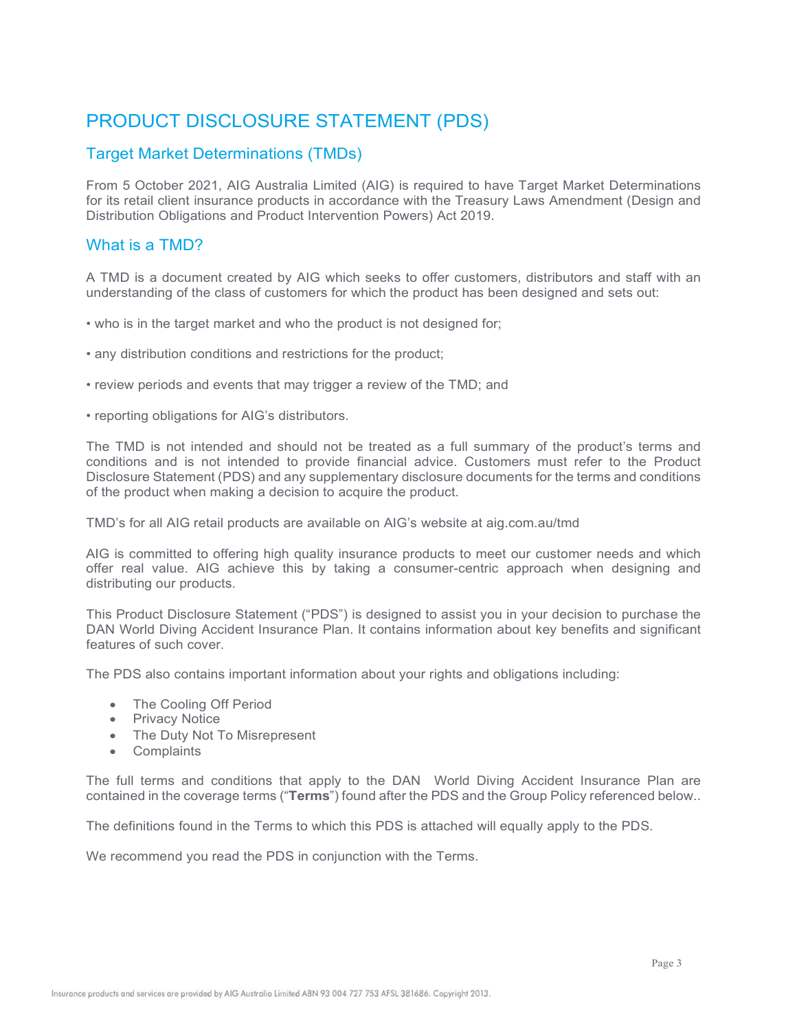# PRODUCT DISCLOSURE STATEMENT (PDS)

## Target Market Determinations (TMDs)

From 5 October 2021, AIG Australia Limited (AIG) is required to have Target Market Determinations for its retail client insurance products in accordance with the Treasury Laws Amendment (Design and Distribution Obligations and Product Intervention Powers) Act 2019.

## What is a TMD?

A TMD is a document created by AIG which seeks to offer customers, distributors and staff with an understanding of the class of customers for which the product has been designed and sets out:

- who is in the target market and who the product is not designed for;
- any distribution conditions and restrictions for the product;
- review periods and events that may trigger a review of the TMD; and
- reporting obligations for AIG's distributors.

The TMD is not intended and should not be treated as a full summary of the product's terms and conditions and is not intended to provide financial advice. Customers must refer to the Product Disclosure Statement (PDS) and any supplementary disclosure documents for the terms and conditions of the product when making a decision to acquire the product.

TMD's for all AIG retail products are available on AIG's website at aig.com.au/tmd

AIG is committed to offering high quality insurance products to meet our customer needs and which offer real value. AIG achieve this by taking a consumer-centric approach when designing and distributing our products.

This Product Disclosure Statement ("PDS") is designed to assist you in your decision to purchase the DAN World Diving Accident Insurance Plan. It contains information about key benefits and significant features of such cover.

The PDS also contains important information about your rights and obligations including:

- The Cooling Off Period
- Privacy Notice
- The Duty Not To Misrepresent
- Complaints

The full terms and conditions that apply to the DAN World Diving Accident Insurance Plan are contained in the coverage terms ("**Terms**") found after the PDS and the Group Policy referenced below..

The definitions found in the Terms to which this PDS is attached will equally apply to the PDS.

We recommend you read the PDS in conjunction with the Terms.

Insurance products and services are provided by AIG Australia Limited ABN 93 004 727 753 AFSL 381686. Copyright 2013.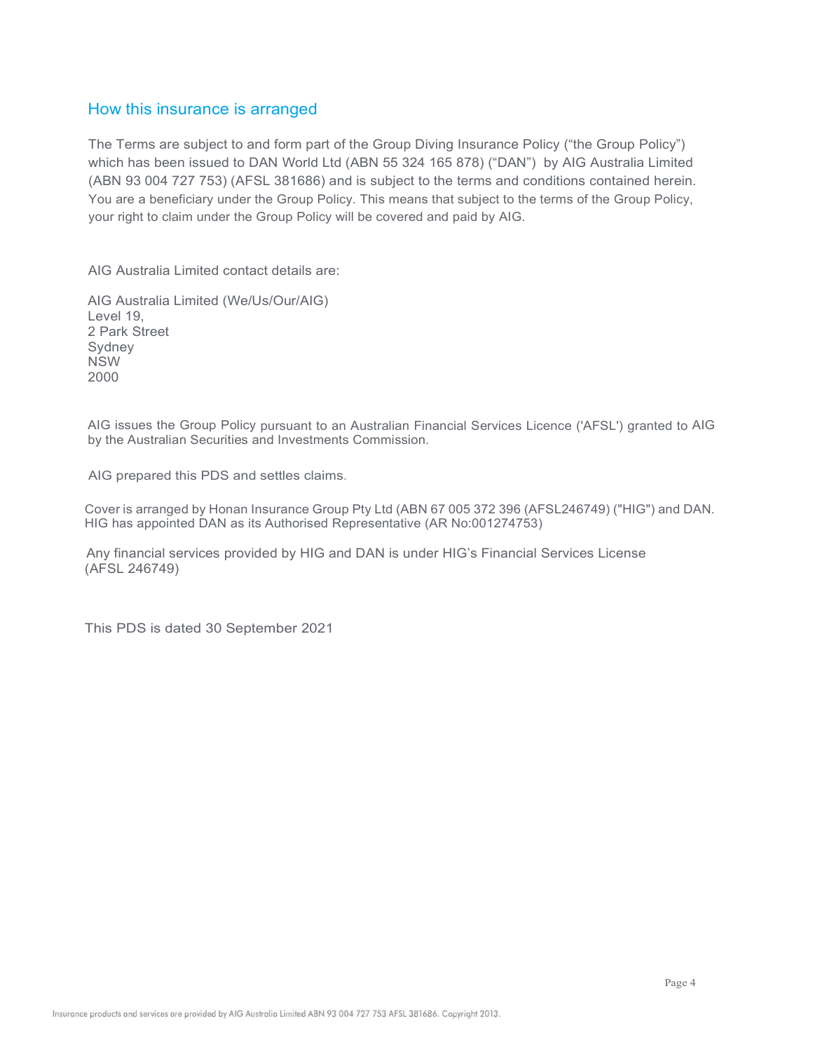## How this insurance is arranged

The Terms are subject to and form part of the Group Diving Insurance Policy ("the Group Policy") which has been issued to DAN World Ltd (ABN 55 324 165 878) ("DAN") by AIG Australia Limited (ABN 93 004 727 753) (AFSL 381686) and is subject to the terms and conditions contained herein. You are a beneficiary under the Group Policy. This means that subject to the terms of the Group Policy, your right to claim under the Group Policy will be covered and paid by AIG.

AIG Australia Limited contact details are:

AIG Australia Limited (We/Us/Our/AIG)
Level 19,
2 Park Street
Sydney
NSW
2000

AIG issues the Group Policy pursuant to an Australian Financial Services Licence ('AFSL') granted to AIG by the Australian Securities and Investments Commission.

AIG prepared this PDS and settles claims.

Cover is arranged by Honan Insurance Group Pty Ltd (ABN 67 005 372 396 (AFSL246749) ("HIG") and DAN. HIG has appointed DAN as its Authorised Representative (AR No:001274753)

Any financial services provided by HIG and DAN is under HIG's Financial Services License (AFSL 246749)

This PDS is dated 30 September 2021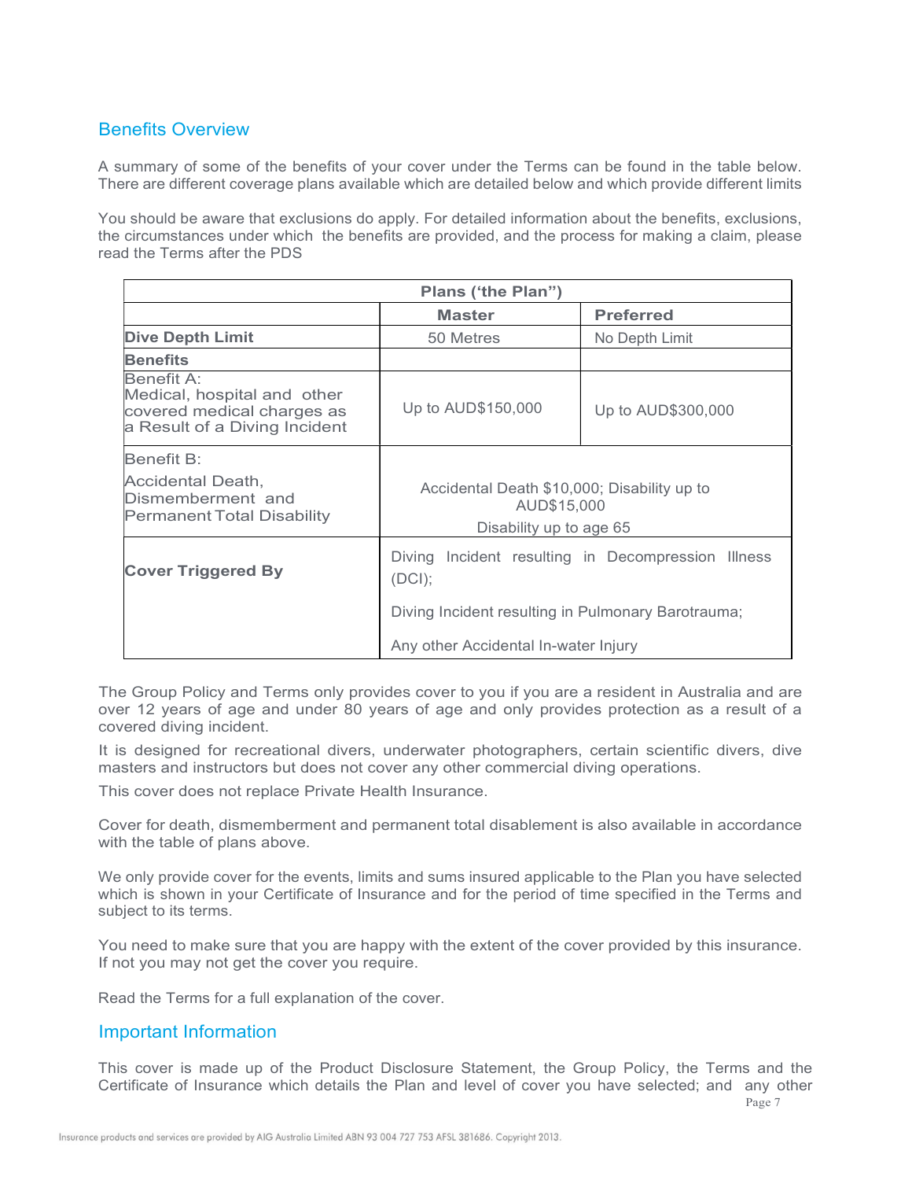## Benefits Overview

A summary of some of the benefits of your cover under the Terms can be found in the table below. There are different coverage plans available which are detailed below and which provide different limits

You should be aware that exclusions do apply. For detailed information about the benefits, exclusions, the circumstances under which the benefits are provided, and the process for making a claim, please read the Terms after the PDS

| Plans ('the Plan") | | |
|---|---|---|
| | **Master** | **Preferred** |
| **Dive Depth Limit** | 50 Metres | No Depth Limit |
| **Benefits** | | |
| Benefit A: Medical, hospital and other covered medical charges as a Result of a Diving Incident | Up to AUD$150,000 | Up to AUD$300,000 |
| Benefit B: Accidental Death, Dismemberment and Permanent Total Disability | Accidental Death $10,000; Disability up to AUD$15,000<br>Disability up to age 65 | |
| **Cover Triggered By** | Diving Incident resulting in Decompression Illness (DCI);<br>Diving Incident resulting in Pulmonary Barotrauma;<br>Any other Accidental In-water Injury | |

The Group Policy and Terms only provides cover to you if you are a resident in Australia and are over 12 years of age and under 80 years of age and only provides protection as a result of a covered diving incident.

It is designed for recreational divers, underwater photographers, certain scientific divers, dive masters and instructors but does not cover any other commercial diving operations.

This cover does not replace Private Health Insurance.

Cover for death, dismemberment and permanent total disablement is also available in accordance with the table of plans above.

We only provide cover for the events, limits and sums insured applicable to the Plan you have selected which is shown in your Certificate of Insurance and for the period of time specified in the Terms and subject to its terms.

You need to make sure that you are happy with the extent of the cover provided by this insurance. If not you may not get the cover you require.

Read the Terms for a full explanation of the cover.

## Important Information

This cover is made up of the Product Disclosure Statement, the Group Policy, the Terms and the Certificate of Insurance which details the Plan and level of cover you have selected; and any other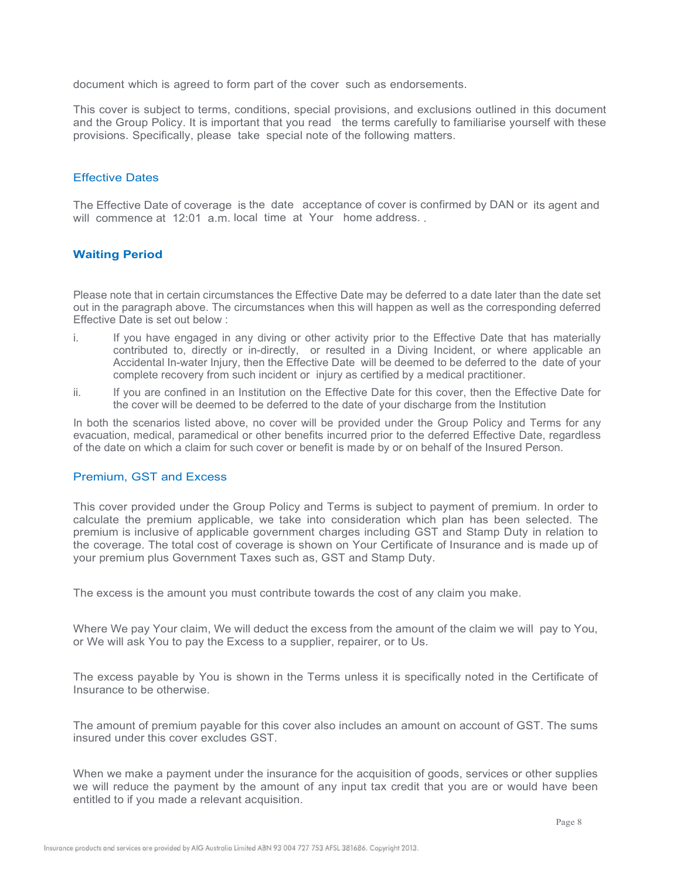document which is agreed to form part of the cover such as endorsements.

This cover is subject to terms, conditions, special provisions, and exclusions outlined in this document and the Group Policy. It is important that you read the terms carefully to familiarise yourself with these provisions. Specifically, please take special note of the following matters.

## Effective Dates

The Effective Date of coverage is the date acceptance of cover is confirmed by DAN or its agent and will commence at 12:01 a.m. local time at Your home address. .

## **Waiting Period**

Please note that in certain circumstances the Effective Date may be deferred to a date later than the date set out in the paragraph above. The circumstances when this will happen as well as the corresponding deferred Effective Date is set out below :

i. If you have engaged in any diving or other activity prior to the Effective Date that has materially contributed to, directly or in-directly, or resulted in a Diving Incident, or where applicable an Accidental In-water Injury, then the Effective Date will be deemed to be deferred to the date of your complete recovery from such incident or injury as certified by a medical practitioner.

ii. If you are confined in an Institution on the Effective Date for this cover, then the Effective Date for the cover will be deemed to be deferred to the date of your discharge from the Institution

In both the scenarios listed above, no cover will be provided under the Group Policy and Terms for any evacuation, medical, paramedical or other benefits incurred prior to the deferred Effective Date, regardless of the date on which a claim for such cover or benefit is made by or on behalf of the Insured Person.

## Premium, GST and Excess

This cover provided under the Group Policy and Terms is subject to payment of premium. In order to calculate the premium applicable, we take into consideration which plan has been selected. The premium is inclusive of applicable government charges including GST and Stamp Duty in relation to the coverage. The total cost of coverage is shown on Your Certificate of Insurance and is made up of your premium plus Government Taxes such as, GST and Stamp Duty.

The excess is the amount you must contribute towards the cost of any claim you make.

Where We pay Your claim, We will deduct the excess from the amount of the claim we will pay to You, or We will ask You to pay the Excess to a supplier, repairer, or to Us.

The excess payable by You is shown in the Terms unless it is specifically noted in the Certificate of Insurance to be otherwise.

The amount of premium payable for this cover also includes an amount on account of GST. The sums insured under this cover excludes GST.

When we make a payment under the insurance for the acquisition of goods, services or other supplies we will reduce the payment by the amount of any input tax credit that you are or would have been entitled to if you made a relevant acquisition.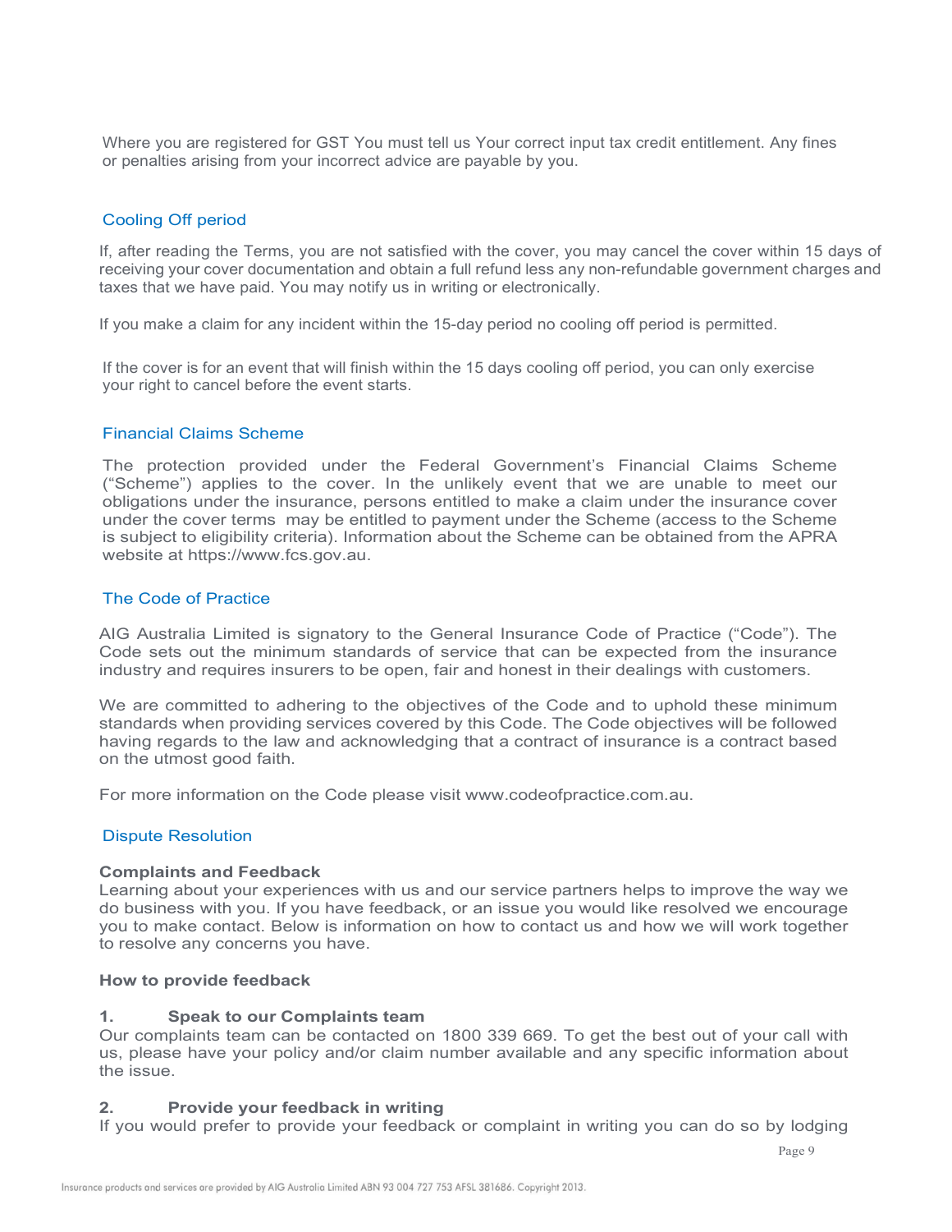Where you are registered for GST You must tell us Your correct input tax credit entitlement. Any fines or penalties arising from your incorrect advice are payable by you.

## Cooling Off period

If, after reading the Terms, you are not satisfied with the cover, you may cancel the cover within 15 days of receiving your cover documentation and obtain a full refund less any non-refundable government charges and taxes that we have paid. You may notify us in writing or electronically.

If you make a claim for any incident within the 15-day period no cooling off period is permitted.

If the cover is for an event that will finish within the 15 days cooling off period, you can only exercise your right to cancel before the event starts.

## Financial Claims Scheme

The protection provided under the Federal Government's Financial Claims Scheme ("Scheme") applies to the cover. In the unlikely event that we are unable to meet our obligations under the insurance, persons entitled to make a claim under the insurance cover under the cover terms may be entitled to payment under the Scheme (access to the Scheme is subject to eligibility criteria). Information about the Scheme can be obtained from the APRA website at https://www.fcs.gov.au.

## The Code of Practice

AIG Australia Limited is signatory to the General Insurance Code of Practice ("Code"). The Code sets out the minimum standards of service that can be expected from the insurance industry and requires insurers to be open, fair and honest in their dealings with customers.

We are committed to adhering to the objectives of the Code and to uphold these minimum standards when providing services covered by this Code. The Code objectives will be followed having regards to the law and acknowledging that a contract of insurance is a contract based on the utmost good faith.

For more information on the Code please visit www.codeofpractice.com.au.

## Dispute Resolution

**Complaints and Feedback**
Learning about your experiences with us and our service partners helps to improve the way we do business with you. If you have feedback, or an issue you would like resolved we encourage you to make contact. Below is information on how to contact us and how we will work together to resolve any concerns you have.

**How to provide feedback**

**1. Speak to our Complaints team**
Our complaints team can be contacted on 1800 339 669. To get the best out of your call with us, please have your policy and/or claim number available and any specific information about the issue.

**2. Provide your feedback in writing**
If you would prefer to provide your feedback or complaint in writing you can do so by lodging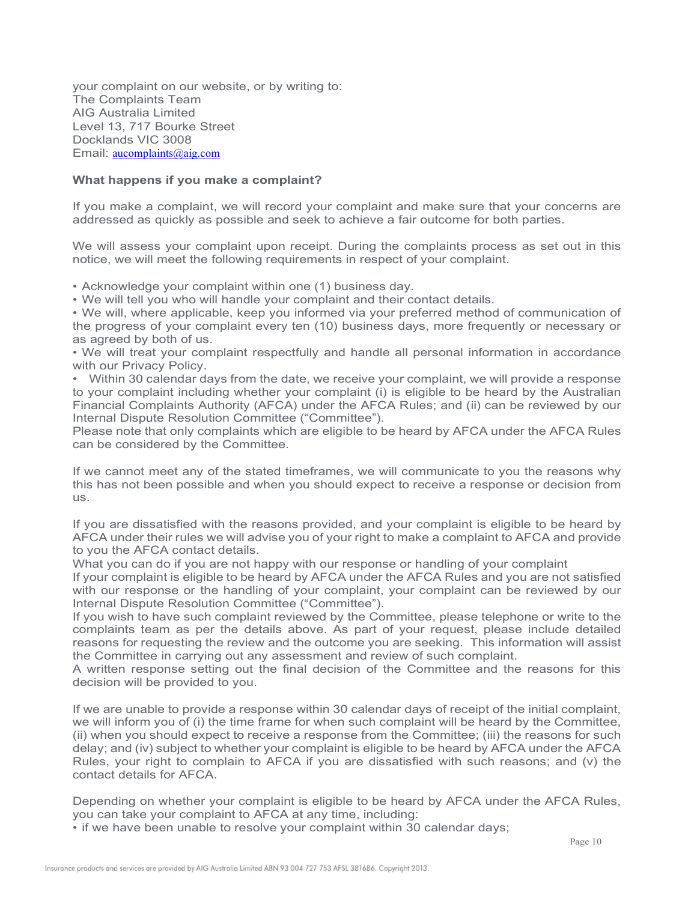your complaint on our website, or by writing to:
The Complaints Team
AIG Australia Limited
Level 13, 717 Bourke Street
Docklands VIC 3008
Email: aucomplaints@aig.com

**What happens if you make a complaint?**

If you make a complaint, we will record your complaint and make sure that your concerns are addressed as quickly as possible and seek to achieve a fair outcome for both parties.

We will assess your complaint upon receipt. During the complaints process as set out in this notice, we will meet the following requirements in respect of your complaint.

- Acknowledge your complaint within one (1) business day.
- We will tell you who will handle your complaint and their contact details.
- We will, where applicable, keep you informed via your preferred method of communication of the progress of your complaint every ten (10) business days, more frequently or necessary or as agreed by both of us.
- We will treat your complaint respectfully and handle all personal information in accordance with our Privacy Policy.
- Within 30 calendar days from the date, we receive your complaint, we will provide a response to your complaint including whether your complaint (i) is eligible to be heard by the Australian Financial Complaints Authority (AFCA) under the AFCA Rules; and (ii) can be reviewed by our Internal Dispute Resolution Committee ("Committee").

Please note that only complaints which are eligible to be heard by AFCA under the AFCA Rules can be considered by the Committee.

If we cannot meet any of the stated timeframes, we will communicate to you the reasons why this has not been possible and when you should expect to receive a response or decision from us.

If you are dissatisfied with the reasons provided, and your complaint is eligible to be heard by AFCA under their rules we will advise you of your right to make a complaint to AFCA and provide to you the AFCA contact details.

What you can do if you are not happy with our response or handling of your complaint

If your complaint is eligible to be heard by AFCA under the AFCA Rules and you are not satisfied with our response or the handling of your complaint, your complaint can be reviewed by our Internal Dispute Resolution Committee ("Committee").

If you wish to have such complaint reviewed by the Committee, please telephone or write to the complaints team as per the details above. As part of your request, please include detailed reasons for requesting the review and the outcome you are seeking. This information will assist the Committee in carrying out any assessment and review of such complaint.

A written response setting out the final decision of the Committee and the reasons for this decision will be provided to you.

If we are unable to provide a response within 30 calendar days of receipt of the initial complaint, we will inform you of (i) the time frame for when such complaint will be heard by the Committee, (ii) when you should expect to receive a response from the Committee; (iii) the reasons for such delay; and (iv) subject to whether your complaint is eligible to be heard by AFCA under the AFCA Rules, your right to complain to AFCA if you are dissatisfied with such reasons; and (v) the contact details for AFCA.

Depending on whether your complaint is eligible to be heard by AFCA under the AFCA Rules, you can take your complaint to AFCA at any time, including:

- if we have been unable to resolve your complaint within 30 calendar days;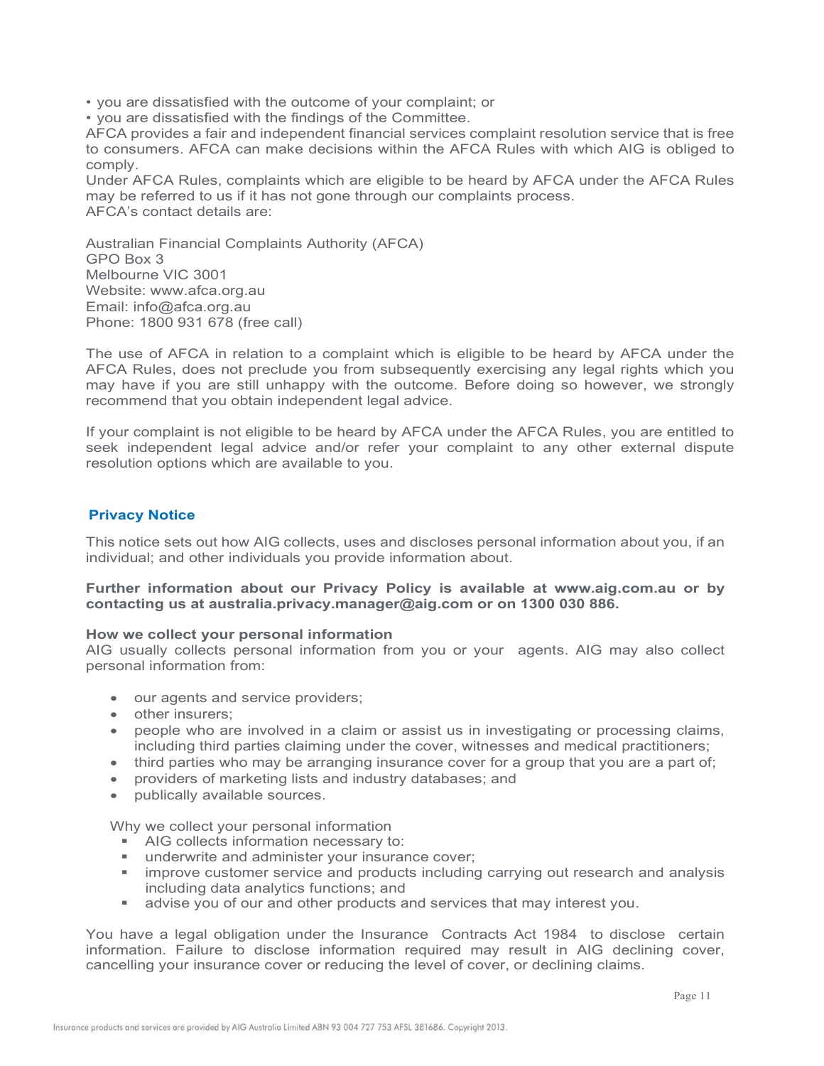- you are dissatisfied with the outcome of your complaint; or
- you are dissatisfied with the findings of the Committee.

AFCA provides a fair and independent financial services complaint resolution service that is free to consumers. AFCA can make decisions within the AFCA Rules with which AIG is obliged to comply.

Under AFCA Rules, complaints which are eligible to be heard by AFCA under the AFCA Rules may be referred to us if it has not gone through our complaints process.

AFCA's contact details are:

Australian Financial Complaints Authority (AFCA)
GPO Box 3
Melbourne VIC 3001
Website: www.afca.org.au
Email: info@afca.org.au
Phone: 1800 931 678 (free call)

The use of AFCA in relation to a complaint which is eligible to be heard by AFCA under the AFCA Rules, does not preclude you from subsequently exercising any legal rights which you may have if you are still unhappy with the outcome. Before doing so however, we strongly recommend that you obtain independent legal advice.

If your complaint is not eligible to be heard by AFCA under the AFCA Rules, you are entitled to seek independent legal advice and/or refer your complaint to any other external dispute resolution options which are available to you.

## Privacy Notice

This notice sets out how AIG collects, uses and discloses personal information about you, if an individual; and other individuals you provide information about.

**Further information about our Privacy Policy is available at www.aig.com.au or by contacting us at australia.privacy.manager@aig.com or on 1300 030 886.**

**How we collect your personal information**

AIG usually collects personal information from you or your agents. AIG may also collect personal information from:

- our agents and service providers;
- other insurers;
- people who are involved in a claim or assist us in investigating or processing claims, including third parties claiming under the cover, witnesses and medical practitioners;
- third parties who may be arranging insurance cover for a group that you are a part of;
- providers of marketing lists and industry databases; and
- publically available sources.

Why we collect your personal information

- AIG collects information necessary to:
- underwrite and administer your insurance cover;
- improve customer service and products including carrying out research and analysis including data analytics functions; and
- advise you of our and other products and services that may interest you.

You have a legal obligation under the Insurance Contracts Act 1984 to disclose certain information. Failure to disclose information required may result in AIG declining cover, cancelling your insurance cover or reducing the level of cover, or declining claims.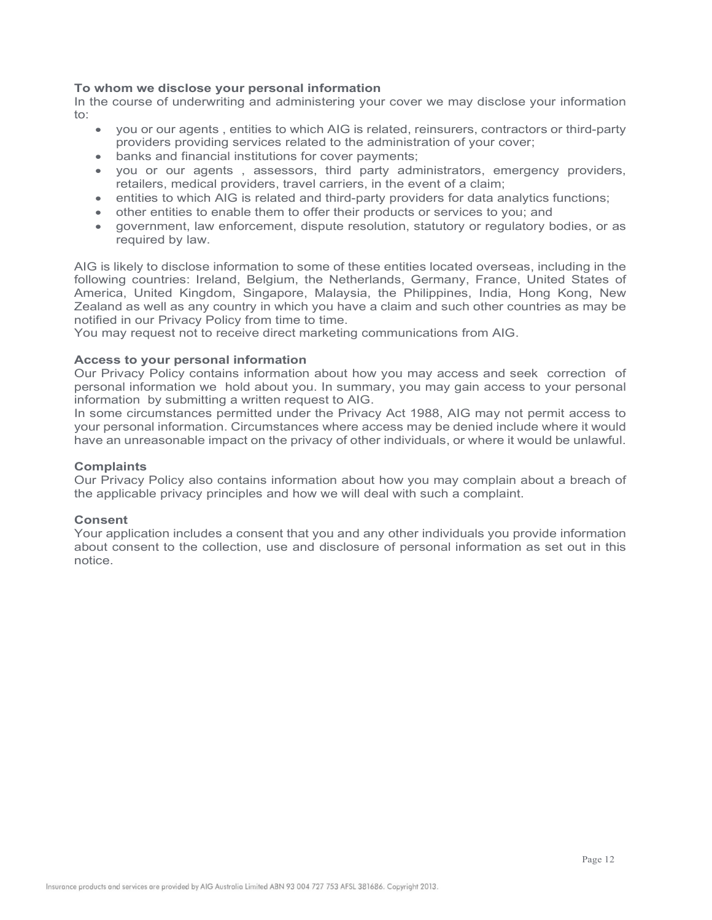**To whom we disclose your personal information**

In the course of underwriting and administering your cover we may disclose your information to:

- you or our agents , entities to which AIG is related, reinsurers, contractors or third-party providers providing services related to the administration of your cover;
- banks and financial institutions for cover payments;
- you or our agents , assessors, third party administrators, emergency providers, retailers, medical providers, travel carriers, in the event of a claim;
- entities to which AIG is related and third-party providers for data analytics functions;
- other entities to enable them to offer their products or services to you; and
- government, law enforcement, dispute resolution, statutory or regulatory bodies, or as required by law.

AIG is likely to disclose information to some of these entities located overseas, including in the following countries: Ireland, Belgium, the Netherlands, Germany, France, United States of America, United Kingdom, Singapore, Malaysia, the Philippines, India, Hong Kong, New Zealand as well as any country in which you have a claim and such other countries as may be notified in our Privacy Policy from time to time.

You may request not to receive direct marketing communications from AIG.

**Access to your personal information**

Our Privacy Policy contains information about how you may access and seek correction of personal information we hold about you. In summary, you may gain access to your personal information by submitting a written request to AIG.

In some circumstances permitted under the Privacy Act 1988, AIG may not permit access to your personal information. Circumstances where access may be denied include where it would have an unreasonable impact on the privacy of other individuals, or where it would be unlawful.

**Complaints**

Our Privacy Policy also contains information about how you may complain about a breach of the applicable privacy principles and how we will deal with such a complaint.

**Consent**

Your application includes a consent that you and any other individuals you provide information about consent to the collection, use and disclosure of personal information as set out in this notice.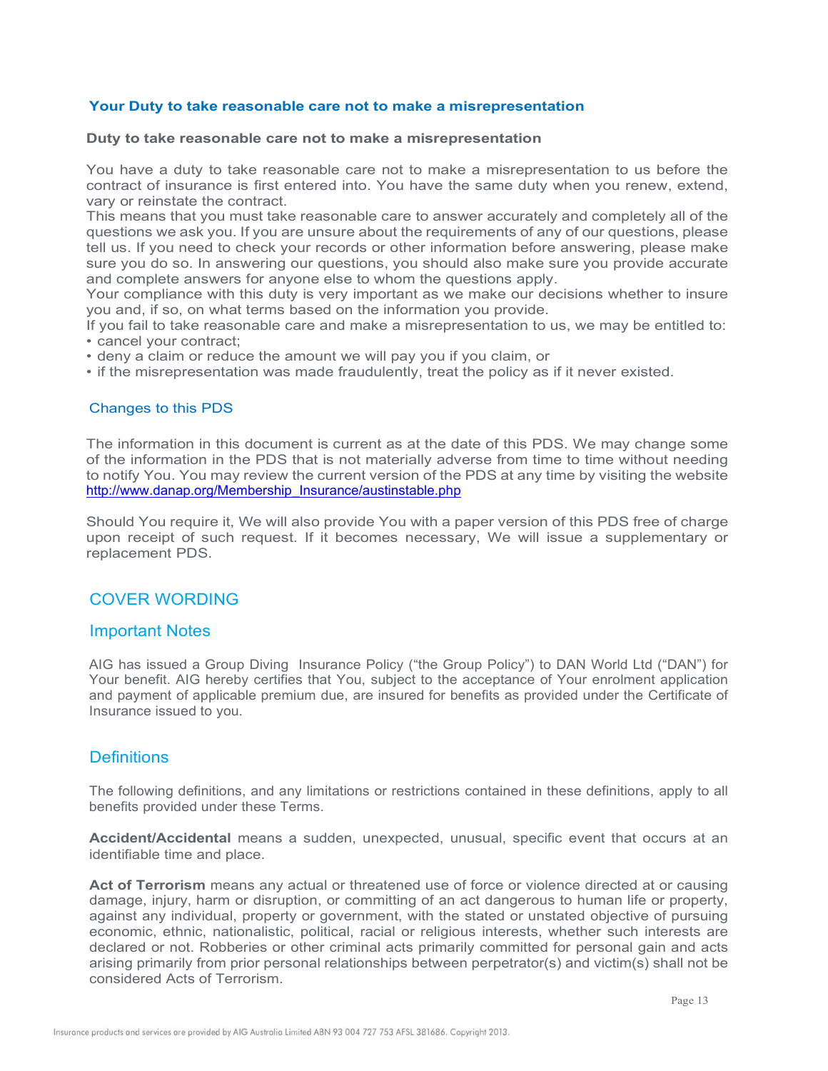## Your Duty to take reasonable care not to make a misrepresentation

**Duty to take reasonable care not to make a misrepresentation**

You have a duty to take reasonable care not to make a misrepresentation to us before the contract of insurance is first entered into. You have the same duty when you renew, extend, vary or reinstate the contract.

This means that you must take reasonable care to answer accurately and completely all of the questions we ask you. If you are unsure about the requirements of any of our questions, please tell us. If you need to check your records or other information before answering, please make sure you do so. In answering our questions, you should also make sure you provide accurate and complete answers for anyone else to whom the questions apply.

Your compliance with this duty is very important as we make our decisions whether to insure you and, if so, on what terms based on the information you provide.

If you fail to take reasonable care and make a misrepresentation to us, we may be entitled to:

- cancel your contract;
- deny a claim or reduce the amount we will pay you if you claim, or
- if the misrepresentation was made fraudulently, treat the policy as if it never existed.

## Changes to this PDS

The information in this document is current as at the date of this PDS. We may change some of the information in the PDS that is not materially adverse from time to time without needing to notify You. You may review the current version of the PDS at any time by visiting the website http://www.danap.org/Membership_Insurance/austinstable.php

Should You require it, We will also provide You with a paper version of this PDS free of charge upon receipt of such request. If it becomes necessary, We will issue a supplementary or replacement PDS.

# COVER WORDING

## Important Notes

AIG has issued a Group Diving Insurance Policy ("the Group Policy") to DAN World Ltd ("DAN") for Your benefit. AIG hereby certifies that You, subject to the acceptance of Your enrolment application and payment of applicable premium due, are insured for benefits as provided under the Certificate of Insurance issued to you.

## Definitions

The following definitions, and any limitations or restrictions contained in these definitions, apply to all benefits provided under these Terms.

**Accident/Accidental** means a sudden, unexpected, unusual, specific event that occurs at an identifiable time and place.

**Act of Terrorism** means any actual or threatened use of force or violence directed at or causing damage, injury, harm or disruption, or committing of an act dangerous to human life or property, against any individual, property or government, with the stated or unstated objective of pursuing economic, ethnic, nationalistic, political, racial or religious interests, whether such interests are declared or not. Robberies or other criminal acts primarily committed for personal gain and acts arising primarily from prior personal relationships between perpetrator(s) and victim(s) shall not be considered Acts of Terrorism.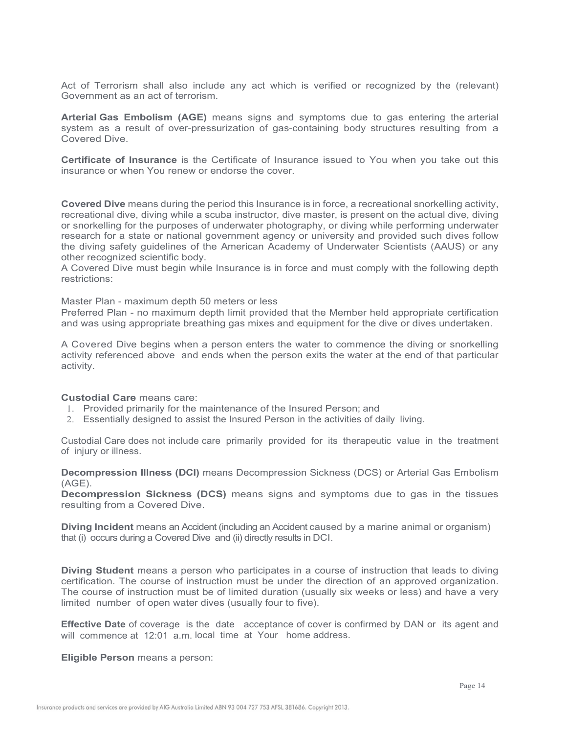Act of Terrorism shall also include any act which is verified or recognized by the (relevant) Government as an act of terrorism.

**Arterial Gas Embolism (AGE)** means signs and symptoms due to gas entering the arterial system as a result of over-pressurization of gas-containing body structures resulting from a Covered Dive.

**Certificate of Insurance** is the Certificate of Insurance issued to You when you take out this insurance or when You renew or endorse the cover.

**Covered Dive** means during the period this Insurance is in force, a recreational snorkelling activity, recreational dive, diving while a scuba instructor, dive master, is present on the actual dive, diving or snorkelling for the purposes of underwater photography, or diving while performing underwater research for a state or national government agency or university and provided such dives follow the diving safety guidelines of the American Academy of Underwater Scientists (AAUS) or any other recognized scientific body.
A Covered Dive must begin while Insurance is in force and must comply with the following depth restrictions:

Master Plan - maximum depth 50 meters or less
Preferred Plan - no maximum depth limit provided that the Member held appropriate certification and was using appropriate breathing gas mixes and equipment for the dive or dives undertaken.

A Covered Dive begins when a person enters the water to commence the diving or snorkelling activity referenced above and ends when the person exits the water at the end of that particular activity.

**Custodial Care** means care:

1. Provided primarily for the maintenance of the Insured Person; and
2. Essentially designed to assist the Insured Person in the activities of daily living.

Custodial Care does not include care primarily provided for its therapeutic value in the treatment of injury or illness.

**Decompression Illness (DCI)** means Decompression Sickness (DCS) or Arterial Gas Embolism (AGE).
**Decompression Sickness (DCS)** means signs and symptoms due to gas in the tissues resulting from a Covered Dive.

**Diving Incident** means an Accident (including an Accident caused by a marine animal or organism) that (i) occurs during a Covered Dive and (ii) directly results in DCI.

**Diving Student** means a person who participates in a course of instruction that leads to diving certification. The course of instruction must be under the direction of an approved organization. The course of instruction must be of limited duration (usually six weeks or less) and have a very limited number of open water dives (usually four to five).

**Effective Date** of coverage is the date acceptance of cover is confirmed by DAN or its agent and will commence at 12:01 a.m. local time at Your home address.

**Eligible Person** means a person:

Insurance products and services are provided by AIG Australia Limited ABN 93 004 727 753 AFSL 381686. Copyright 2013.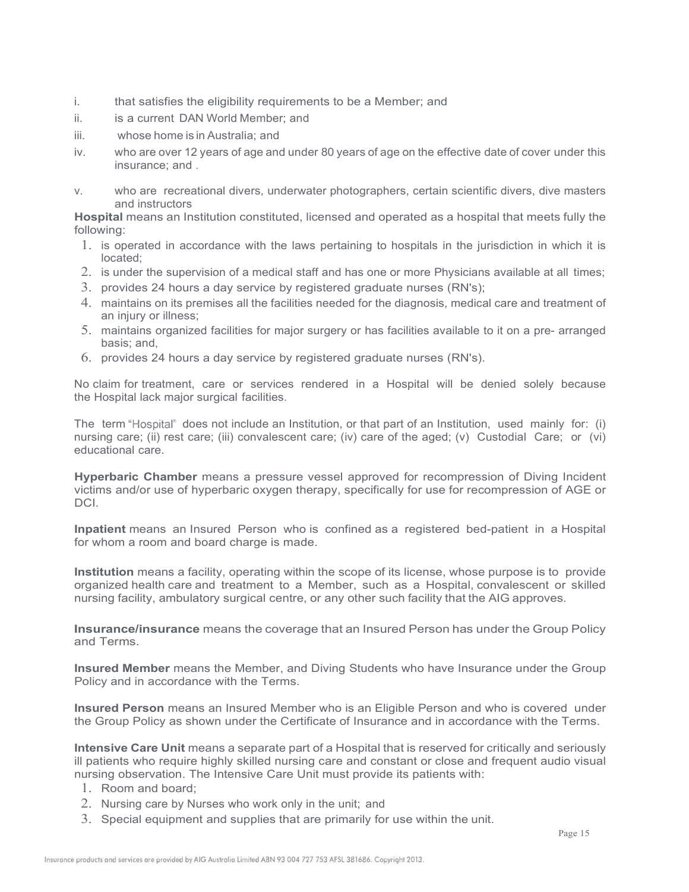i. that satisfies the eligibility requirements to be a Member; and

ii. is a current DAN World Member; and

iii. whose home is in Australia; and

iv. who are over 12 years of age and under 80 years of age on the effective date of cover under this insurance; and .

v. who are recreational divers, underwater photographers, certain scientific divers, dive masters and instructors

**Hospital** means an Institution constituted, licensed and operated as a hospital that meets fully the following:

1. is operated in accordance with the laws pertaining to hospitals in the jurisdiction in which it is located;
2. is under the supervision of a medical staff and has one or more Physicians available at all times;
3. provides 24 hours a day service by registered graduate nurses (RN's);
4. maintains on its premises all the facilities needed for the diagnosis, medical care and treatment of an injury or illness;
5. maintains organized facilities for major surgery or has facilities available to it on a pre- arranged basis; and,
6. provides 24 hours a day service by registered graduate nurses (RN's).

No claim for treatment, care or services rendered in a Hospital will be denied solely because the Hospital lack major surgical facilities.

The term "Hospital" does not include an Institution, or that part of an Institution, used mainly for: (i) nursing care; (ii) rest care; (iii) convalescent care; (iv) care of the aged; (v) Custodial Care; or (vi) educational care.

**Hyperbaric Chamber** means a pressure vessel approved for recompression of Diving Incident victims and/or use of hyperbaric oxygen therapy, specifically for use for recompression of AGE or DCI.

**Inpatient** means an Insured Person who is confined as a registered bed-patient in a Hospital for whom a room and board charge is made.

**Institution** means a facility, operating within the scope of its license, whose purpose is to provide organized health care and treatment to a Member, such as a Hospital, convalescent or skilled nursing facility, ambulatory surgical centre, or any other such facility that the AIG approves.

**Insurance/insurance** means the coverage that an Insured Person has under the Group Policy and Terms.

**Insured Member** means the Member, and Diving Students who have Insurance under the Group Policy and in accordance with the Terms.

**Insured Person** means an Insured Member who is an Eligible Person and who is covered under the Group Policy as shown under the Certificate of Insurance and in accordance with the Terms.

**Intensive Care Unit** means a separate part of a Hospital that is reserved for critically and seriously ill patients who require highly skilled nursing care and constant or close and frequent audio visual nursing observation. The Intensive Care Unit must provide its patients with:

1. Room and board;
2. Nursing care by Nurses who work only in the unit; and
3. Special equipment and supplies that are primarily for use within the unit.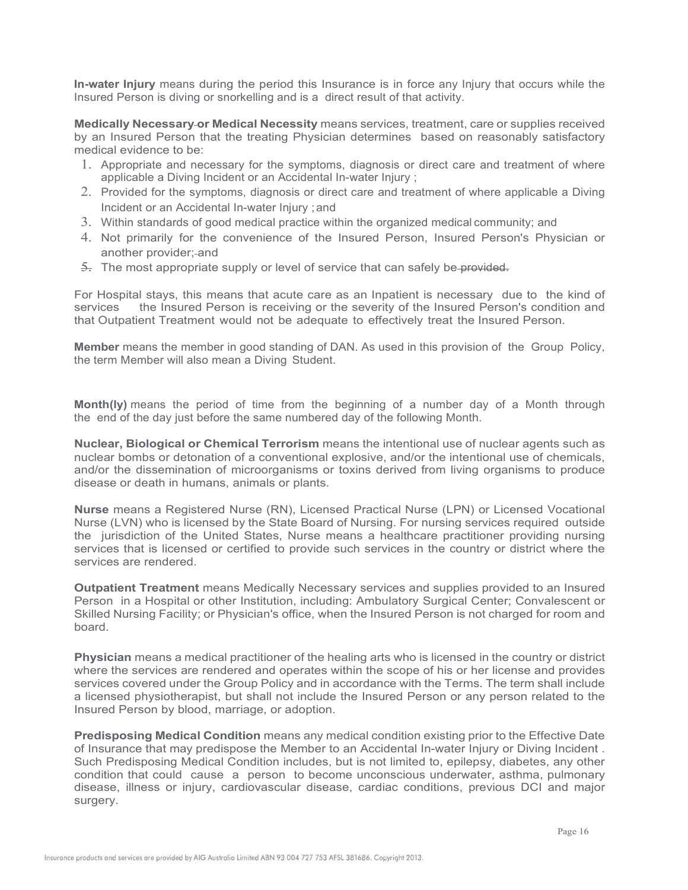**In-water Injury** means during the period this Insurance is in force any Injury that occurs while the Insured Person is diving or snorkelling and is a direct result of that activity.

**Medically Necessary or Medical Necessity** means services, treatment, care or supplies received by an Insured Person that the treating Physician determines based on reasonably satisfactory medical evidence to be:

1. Appropriate and necessary for the symptoms, diagnosis or direct care and treatment of where applicable a Diving Incident or an Accidental In-water Injury ;
2. Provided for the symptoms, diagnosis or direct care and treatment of where applicable a Diving Incident or an Accidental In-water Injury ; and
3. Within standards of good medical practice within the organized medical community; and
4. Not primarily for the convenience of the Insured Person, Insured Person's Physician or another provider; and
5. The most appropriate supply or level of service that can safely be provided.

For Hospital stays, this means that acute care as an Inpatient is necessary due to the kind of services the Insured Person is receiving or the severity of the Insured Person's condition and that Outpatient Treatment would not be adequate to effectively treat the Insured Person.

**Member** means the member in good standing of DAN. As used in this provision of the Group Policy, the term Member will also mean a Diving Student.

**Month(ly)** means the period of time from the beginning of a number day of a Month through the end of the day just before the same numbered day of the following Month.

**Nuclear, Biological or Chemical Terrorism** means the intentional use of nuclear agents such as nuclear bombs or detonation of a conventional explosive, and/or the intentional use of chemicals, and/or the dissemination of microorganisms or toxins derived from living organisms to produce disease or death in humans, animals or plants.

**Nurse** means a Registered Nurse (RN), Licensed Practical Nurse (LPN) or Licensed Vocational Nurse (LVN) who is licensed by the State Board of Nursing. For nursing services required outside the jurisdiction of the United States, Nurse means a healthcare practitioner providing nursing services that is licensed or certified to provide such services in the country or district where the services are rendered.

**Outpatient Treatment** means Medically Necessary services and supplies provided to an Insured Person in a Hospital or other Institution, including: Ambulatory Surgical Center; Convalescent or Skilled Nursing Facility; or Physician's office, when the Insured Person is not charged for room and board.

**Physician** means a medical practitioner of the healing arts who is licensed in the country or district where the services are rendered and operates within the scope of his or her license and provides services covered under the Group Policy and in accordance with the Terms. The term shall include a licensed physiotherapist, but shall not include the Insured Person or any person related to the Insured Person by blood, marriage, or adoption.

**Predisposing Medical Condition** means any medical condition existing prior to the Effective Date of Insurance that may predispose the Member to an Accidental In-water Injury or Diving Incident . Such Predisposing Medical Condition includes, but is not limited to, epilepsy, diabetes, any other condition that could cause a person to become unconscious underwater, asthma, pulmonary disease, illness or injury, cardiovascular disease, cardiac conditions, previous DCI and major surgery.

Insurance products and services are provided by AIG Australia Limited ABN 93 004 727 753 AFSL 381686. Copyright 2013.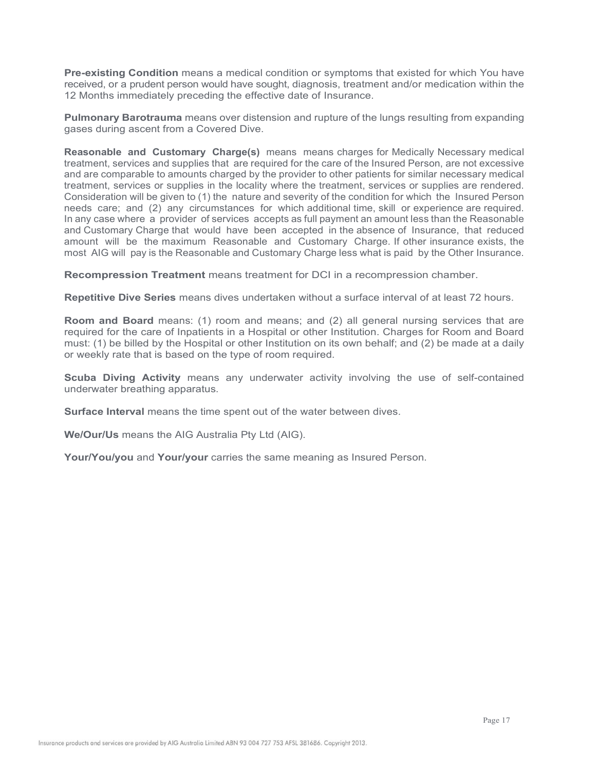**Pre-existing Condition** means a medical condition or symptoms that existed for which You have received, or a prudent person would have sought, diagnosis, treatment and/or medication within the 12 Months immediately preceding the effective date of Insurance.

**Pulmonary Barotrauma** means over distension and rupture of the lungs resulting from expanding gases during ascent from a Covered Dive.

**Reasonable and Customary Charge(s)** means means charges for Medically Necessary medical treatment, services and supplies that are required for the care of the Insured Person, are not excessive and are comparable to amounts charged by the provider to other patients for similar necessary medical treatment, services or supplies in the locality where the treatment, services or supplies are rendered. Consideration will be given to (1) the nature and severity of the condition for which the Insured Person needs care; and (2) any circumstances for which additional time, skill or experience are required. In any case where a provider of services accepts as full payment an amount less than the Reasonable and Customary Charge that would have been accepted in the absence of Insurance, that reduced amount will be the maximum Reasonable and Customary Charge. If other insurance exists, the most AIG will pay is the Reasonable and Customary Charge less what is paid by the Other Insurance.

**Recompression Treatment** means treatment for DCI in a recompression chamber.

**Repetitive Dive Series** means dives undertaken without a surface interval of at least 72 hours.

**Room and Board** means: (1) room and means; and (2) all general nursing services that are required for the care of Inpatients in a Hospital or other Institution. Charges for Room and Board must: (1) be billed by the Hospital or other Institution on its own behalf; and (2) be made at a daily or weekly rate that is based on the type of room required.

**Scuba Diving Activity** means any underwater activity involving the use of self-contained underwater breathing apparatus.

**Surface Interval** means the time spent out of the water between dives.

**We/Our/Us** means the AIG Australia Pty Ltd (AIG).

**Your/You/you** and **Your/your** carries the same meaning as Insured Person.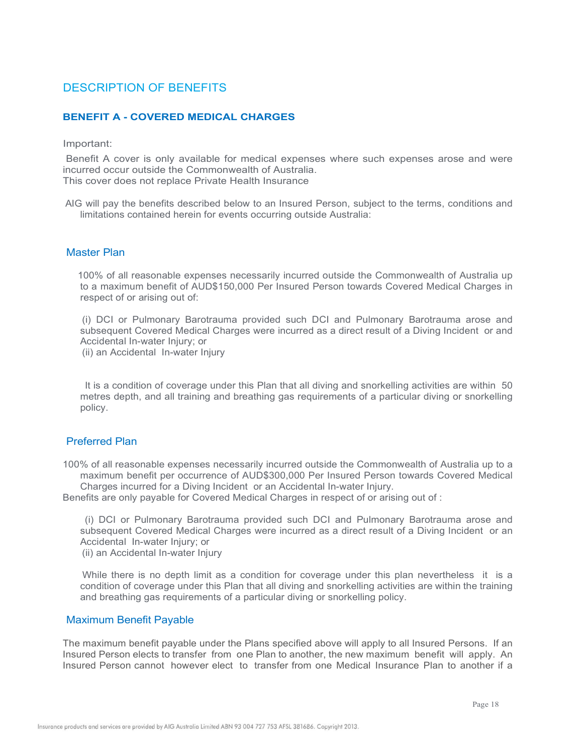## DESCRIPTION OF BENEFITS

### BENEFIT A - COVERED MEDICAL CHARGES

Important:

Benefit A cover is only available for medical expenses where such expenses arose and were incurred occur outside the Commonwealth of Australia.
This cover does not replace Private Health Insurance

AIG will pay the benefits described below to an Insured Person, subject to the terms, conditions and limitations contained herein for events occurring outside Australia:

#### Master Plan

100% of all reasonable expenses necessarily incurred outside the Commonwealth of Australia up to a maximum benefit of AUD$150,000 Per Insured Person towards Covered Medical Charges in respect of or arising out of:

(i) DCI or Pulmonary Barotrauma provided such DCI and Pulmonary Barotrauma arose and subsequent Covered Medical Charges were incurred as a direct result of a Diving Incident or and Accidental In-water Injury; or
(ii) an Accidental In-water Injury

It is a condition of coverage under this Plan that all diving and snorkelling activities are within 50 metres depth, and all training and breathing gas requirements of a particular diving or snorkelling policy.

#### Preferred Plan

100% of all reasonable expenses necessarily incurred outside the Commonwealth of Australia up to a maximum benefit per occurrence of AUD$300,000 Per Insured Person towards Covered Medical Charges incurred for a Diving Incident or an Accidental In-water Injury.
Benefits are only payable for Covered Medical Charges in respect of or arising out of :

(i) DCI or Pulmonary Barotrauma provided such DCI and Pulmonary Barotrauma arose and subsequent Covered Medical Charges were incurred as a direct result of a Diving Incident or an Accidental In-water Injury; or
(ii) an Accidental In-water Injury

While there is no depth limit as a condition for coverage under this plan nevertheless it is a condition of coverage under this Plan that all diving and snorkelling activities are within the training and breathing gas requirements of a particular diving or snorkelling policy.

#### Maximum Benefit Payable

The maximum benefit payable under the Plans specified above will apply to all Insured Persons. If an Insured Person elects to transfer from one Plan to another, the new maximum benefit will apply. An Insured Person cannot however elect to transfer from one Medical Insurance Plan to another if a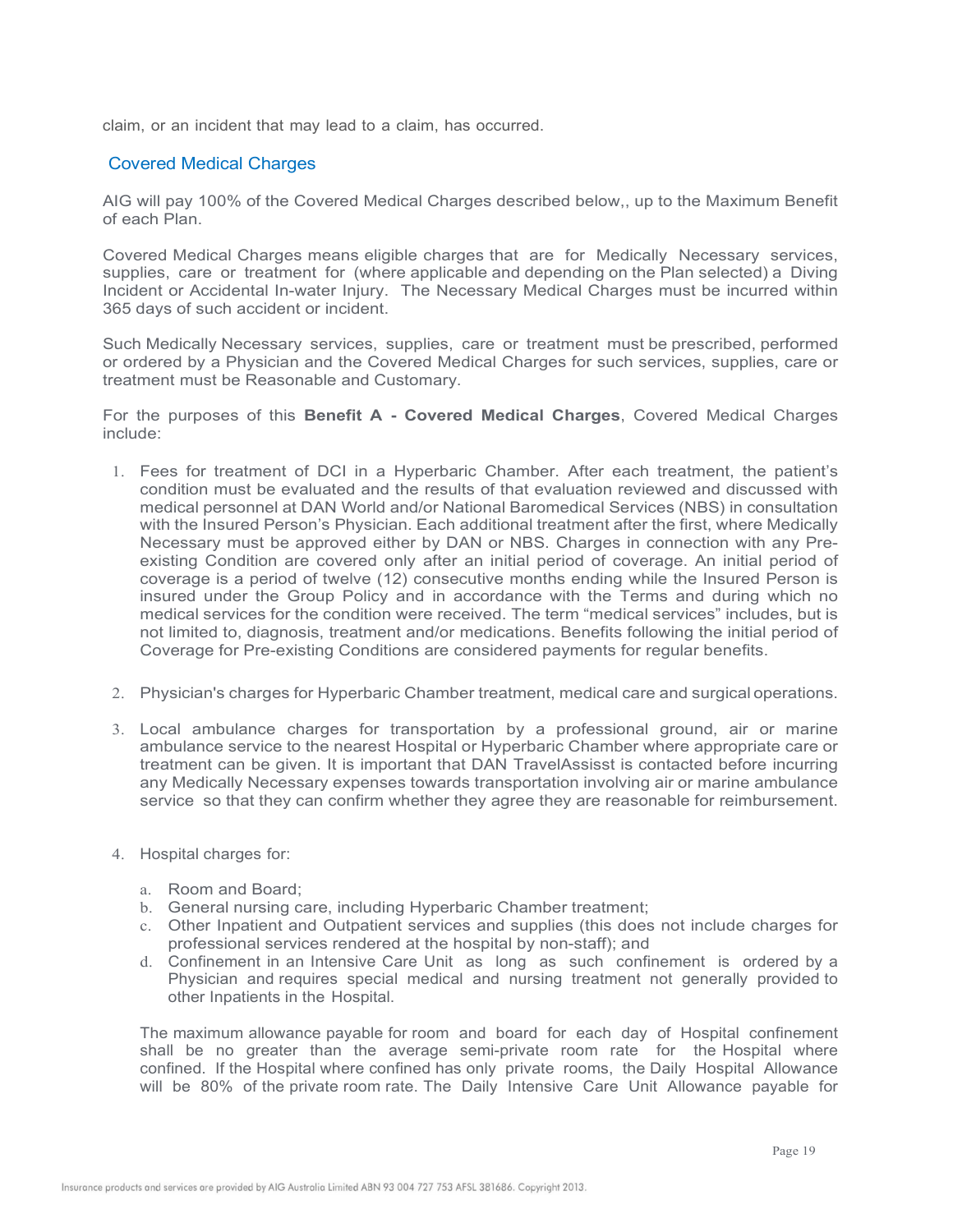claim, or an incident that may lead to a claim, has occurred.

## Covered Medical Charges

AIG will pay 100% of the Covered Medical Charges described below,, up to the Maximum Benefit of each Plan.

Covered Medical Charges means eligible charges that are for Medically Necessary services, supplies, care or treatment for (where applicable and depending on the Plan selected) a Diving Incident or Accidental In-water Injury. The Necessary Medical Charges must be incurred within 365 days of such accident or incident.

Such Medically Necessary services, supplies, care or treatment must be prescribed, performed or ordered by a Physician and the Covered Medical Charges for such services, supplies, care or treatment must be Reasonable and Customary.

For the purposes of this **Benefit A - Covered Medical Charges**, Covered Medical Charges include:

1. Fees for treatment of DCI in a Hyperbaric Chamber. After each treatment, the patient's condition must be evaluated and the results of that evaluation reviewed and discussed with medical personnel at DAN World and/or National Baromedical Services (NBS) in consultation with the Insured Person's Physician. Each additional treatment after the first, where Medically Necessary must be approved either by DAN or NBS. Charges in connection with any Pre-existing Condition are covered only after an initial period of coverage. An initial period of coverage is a period of twelve (12) consecutive months ending while the Insured Person is insured under the Group Policy and in accordance with the Terms and during which no medical services for the condition were received. The term "medical services" includes, but is not limited to, diagnosis, treatment and/or medications. Benefits following the initial period of Coverage for Pre-existing Conditions are considered payments for regular benefits.

2. Physician's charges for Hyperbaric Chamber treatment, medical care and surgical operations.

3. Local ambulance charges for transportation by a professional ground, air or marine ambulance service to the nearest Hospital or Hyperbaric Chamber where appropriate care or treatment can be given. It is important that DAN TravelAssisst is contacted before incurring any Medically Necessary expenses towards transportation involving air or marine ambulance service so that they can confirm whether they agree they are reasonable for reimbursement.

4. Hospital charges for:

   a. Room and Board;
   b. General nursing care, including Hyperbaric Chamber treatment;
   c. Other Inpatient and Outpatient services and supplies (this does not include charges for professional services rendered at the hospital by non-staff); and
   d. Confinement in an Intensive Care Unit as long as such confinement is ordered by a Physician and requires special medical and nursing treatment not generally provided to other Inpatients in the Hospital.

   The maximum allowance payable for room and board for each day of Hospital confinement shall be no greater than the average semi-private room rate for the Hospital where confined. If the Hospital where confined has only private rooms, the Daily Hospital Allowance will be 80% of the private room rate. The Daily Intensive Care Unit Allowance payable for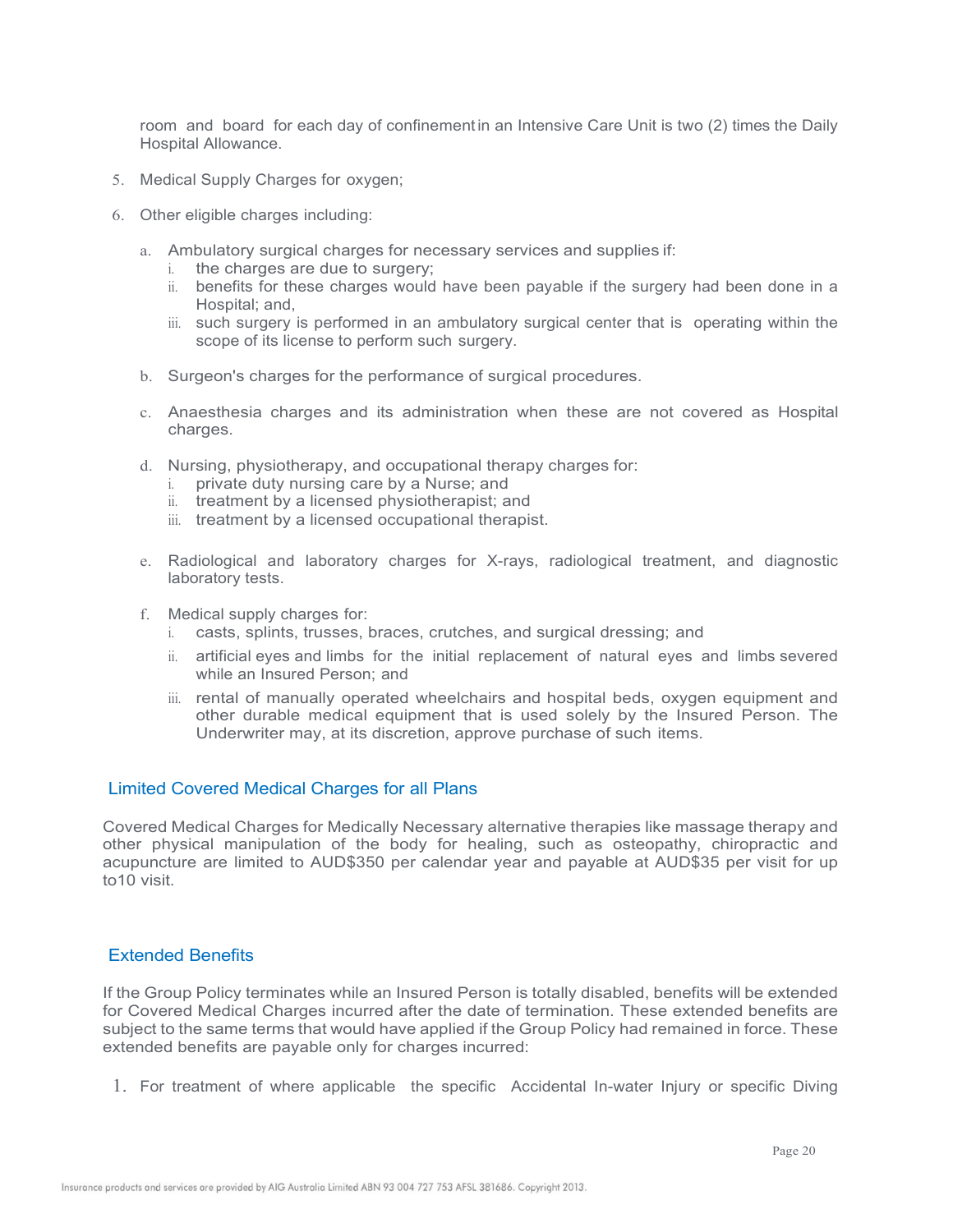room and board for each day of confinement in an Intensive Care Unit is two (2) times the Daily Hospital Allowance.

5. Medical Supply Charges for oxygen;

6. Other eligible charges including:

   a. Ambulatory surgical charges for necessary services and supplies if:
      i. the charges are due to surgery;
      ii. benefits for these charges would have been payable if the surgery had been done in a Hospital; and,
      iii. such surgery is performed in an ambulatory surgical center that is operating within the scope of its license to perform such surgery.

   b. Surgeon's charges for the performance of surgical procedures.

   c. Anaesthesia charges and its administration when these are not covered as Hospital charges.

   d. Nursing, physiotherapy, and occupational therapy charges for:
      i. private duty nursing care by a Nurse; and
      ii. treatment by a licensed physiotherapist; and
      iii. treatment by a licensed occupational therapist.

   e. Radiological and laboratory charges for X-rays, radiological treatment, and diagnostic laboratory tests.

   f. Medical supply charges for:
      i. casts, splints, trusses, braces, crutches, and surgical dressing; and
      ii. artificial eyes and limbs for the initial replacement of natural eyes and limbs severed while an Insured Person; and
      iii. rental of manually operated wheelchairs and hospital beds, oxygen equipment and other durable medical equipment that is used solely by the Insured Person. The Underwriter may, at its discretion, approve purchase of such items.

## Limited Covered Medical Charges for all Plans

Covered Medical Charges for Medically Necessary alternative therapies like massage therapy and other physical manipulation of the body for healing, such as osteopathy, chiropractic and acupuncture are limited to AUD$350 per calendar year and payable at AUD$35 per visit for up to10 visit.

## Extended Benefits

If the Group Policy terminates while an Insured Person is totally disabled, benefits will be extended for Covered Medical Charges incurred after the date of termination. These extended benefits are subject to the same terms that would have applied if the Group Policy had remained in force. These extended benefits are payable only for charges incurred:

1. For treatment of where applicable the specific Accidental In-water Injury or specific Diving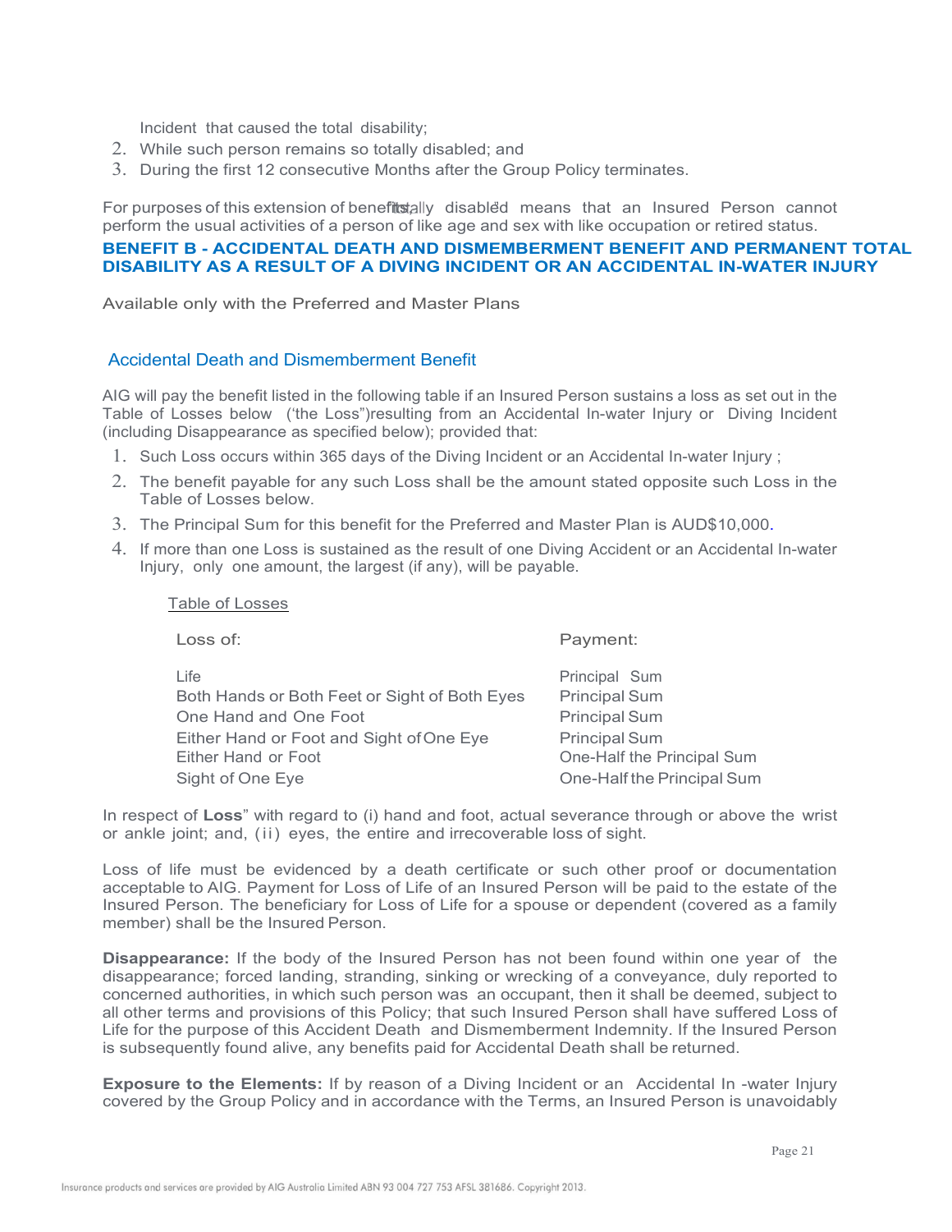Incident that caused the total disability;

2. While such person remains so totally disabled; and
3. During the first 12 consecutive Months after the Group Policy terminates.

For purposes of this extension of benefits, "totally disabled" means that an Insured Person cannot perform the usual activities of a person of like age and sex with like occupation or retired status.

## BENEFIT B - ACCIDENTAL DEATH AND DISMEMBERMENT BENEFIT AND PERMANENT TOTAL DISABILITY AS A RESULT OF A DIVING INCIDENT OR AN ACCIDENTAL IN-WATER INJURY

Available only with the Preferred and Master Plans

### Accidental Death and Dismemberment Benefit

AIG will pay the benefit listed in the following table if an Insured Person sustains a loss as set out in the Table of Losses below ('the Loss")resulting from an Accidental In-water Injury or Diving Incident (including Disappearance as specified below); provided that:

1. Such Loss occurs within 365 days of the Diving Incident or an Accidental In-water Injury ;
2. The benefit payable for any such Loss shall be the amount stated opposite such Loss in the Table of Losses below.
3. The Principal Sum for this benefit for the Preferred and Master Plan is AUD$10,000.
4. If more than one Loss is sustained as the result of one Diving Accident or an Accidental In-water Injury, only one amount, the largest (if any), will be payable.

Table of Losses

| Loss of: | Payment: |
|---|---|
| Life | Principal Sum |
| Both Hands or Both Feet or Sight of Both Eyes | Principal Sum |
| One Hand and One Foot | Principal Sum |
| Either Hand or Foot and Sight of One Eye | Principal Sum |
| Either Hand or Foot | One-Half the Principal Sum |
| Sight of One Eye | One-Half the Principal Sum |

In respect of **Loss**" with regard to (i) hand and foot, actual severance through or above the wrist or ankle joint; and, (ii) eyes, the entire and irrecoverable loss of sight.

Loss of life must be evidenced by a death certificate or such other proof or documentation acceptable to AIG. Payment for Loss of Life of an Insured Person will be paid to the estate of the Insured Person. The beneficiary for Loss of Life for a spouse or dependent (covered as a family member) shall be the Insured Person.

**Disappearance:** If the body of the Insured Person has not been found within one year of the disappearance; forced landing, stranding, sinking or wrecking of a conveyance, duly reported to concerned authorities, in which such person was an occupant, then it shall be deemed, subject to all other terms and provisions of this Policy; that such Insured Person shall have suffered Loss of Life for the purpose of this Accident Death and Dismemberment Indemnity. If the Insured Person is subsequently found alive, any benefits paid for Accidental Death shall be returned.

**Exposure to the Elements:** If by reason of a Diving Incident or an Accidental In -water Injury covered by the Group Policy and in accordance with the Terms, an Insured Person is unavoidably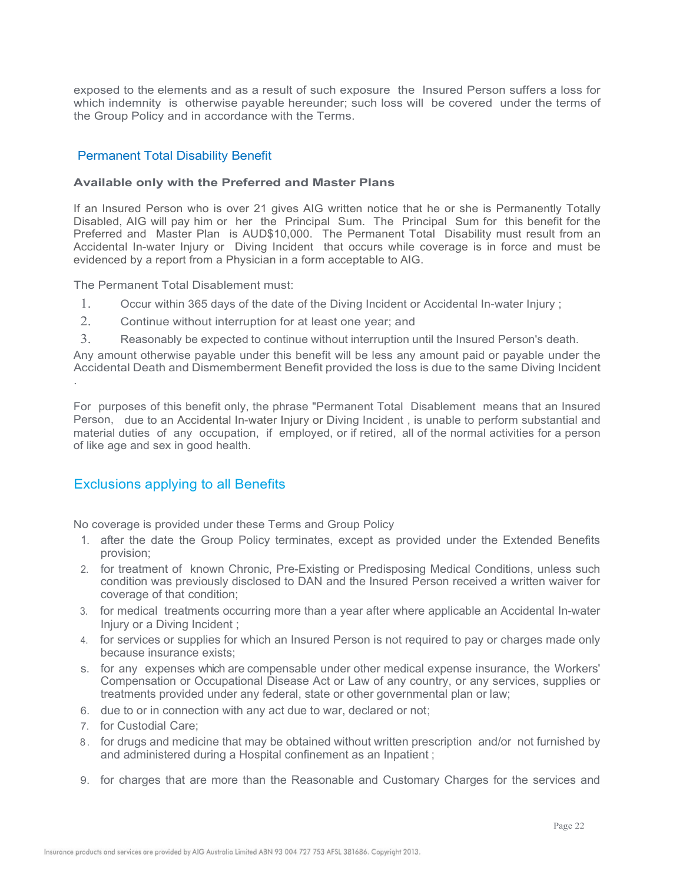exposed to the elements and as a result of such exposure the Insured Person suffers a loss for which indemnity is otherwise payable hereunder; such loss will be covered under the terms of the Group Policy and in accordance with the Terms.

## Permanent Total Disability Benefit

**Available only with the Preferred and Master Plans**

If an Insured Person who is over 21 gives AIG written notice that he or she is Permanently Totally Disabled, AIG will pay him or her the Principal Sum. The Principal Sum for this benefit for the Preferred and Master Plan is AUD$10,000. The Permanent Total Disability must result from an Accidental In-water Injury or Diving Incident that occurs while coverage is in force and must be evidenced by a report from a Physician in a form acceptable to AIG.

The Permanent Total Disablement must:

1. Occur within 365 days of the date of the Diving Incident or Accidental In-water Injury ;
2. Continue without interruption for at least one year; and
3. Reasonably be expected to continue without interruption until the Insured Person's death.

Any amount otherwise payable under this benefit will be less any amount paid or payable under the Accidental Death and Dismemberment Benefit provided the loss is due to the same Diving Incident .

For purposes of this benefit only, the phrase "Permanent Total Disablement means that an Insured Person, due to an Accidental In-water Injury or Diving Incident , is unable to perform substantial and material duties of any occupation, if employed, or if retired, all of the normal activities for a person of like age and sex in good health.

## Exclusions applying to all Benefits

No coverage is provided under these Terms and Group Policy

1. after the date the Group Policy terminates, except as provided under the Extended Benefits provision;
2. for treatment of known Chronic, Pre-Existing or Predisposing Medical Conditions, unless such condition was previously disclosed to DAN and the Insured Person received a written waiver for coverage of that condition;
3. for medical treatments occurring more than a year after where applicable an Accidental In-water Injury or a Diving Incident ;
4. for services or supplies for which an Insured Person is not required to pay or charges made only because insurance exists;
5. for any expenses which are compensable under other medical expense insurance, the Workers' Compensation or Occupational Disease Act or Law of any country, or any services, supplies or treatments provided under any federal, state or other governmental plan or law;
6. due to or in connection with any act due to war, declared or not;
7. for Custodial Care;
8. for drugs and medicine that may be obtained without written prescription and/or not furnished by and administered during a Hospital confinement as an Inpatient ;
9. for charges that are more than the Reasonable and Customary Charges for the services and

Insurance products and services are provided by AIG Australia Limited ABN 93 004 727 753 AFSL 381686. Copyright 2013.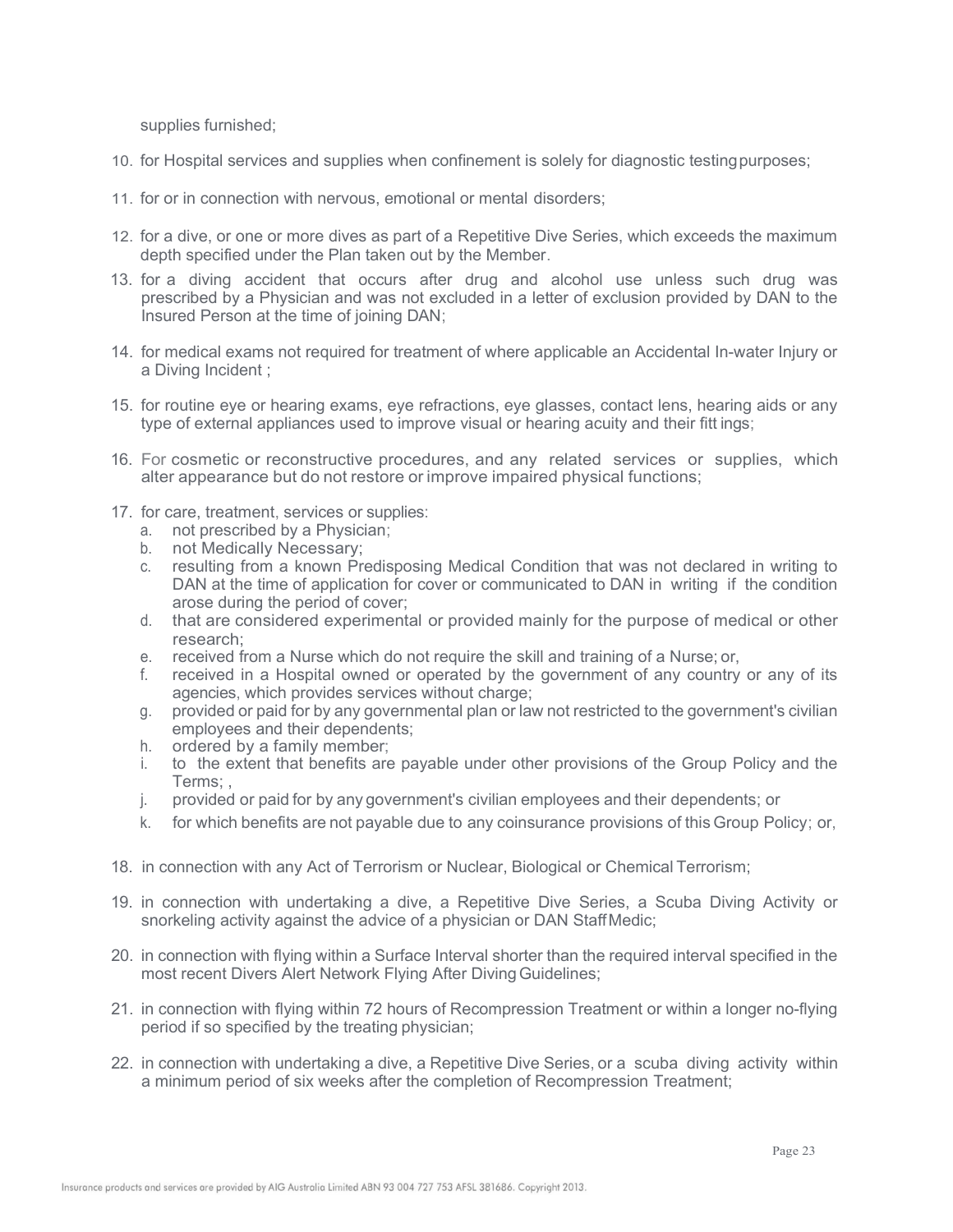supplies furnished;

10. for Hospital services and supplies when confinement is solely for diagnostic testing purposes;

11. for or in connection with nervous, emotional or mental disorders;

12. for a dive, or one or more dives as part of a Repetitive Dive Series, which exceeds the maximum depth specified under the Plan taken out by the Member.

13. for a diving accident that occurs after drug and alcohol use unless such drug was prescribed by a Physician and was not excluded in a letter of exclusion provided by DAN to the Insured Person at the time of joining DAN;

14. for medical exams not required for treatment of where applicable an Accidental In-water Injury or a Diving Incident ;

15. for routine eye or hearing exams, eye refractions, eye glasses, contact lens, hearing aids or any type of external appliances used to improve visual or hearing acuity and their fitt ings;

16. For cosmetic or reconstructive procedures, and any related services or supplies, which alter appearance but do not restore or improve impaired physical functions;

17. for care, treatment, services or supplies:
    a. not prescribed by a Physician;
    b. not Medically Necessary;
    c. resulting from a known Predisposing Medical Condition that was not declared in writing to DAN at the time of application for cover or communicated to DAN in writing if the condition arose during the period of cover;
    d. that are considered experimental or provided mainly for the purpose of medical or other research;
    e. received from a Nurse which do not require the skill and training of a Nurse; or,
    f. received in a Hospital owned or operated by the government of any country or any of its agencies, which provides services without charge;
    g. provided or paid for by any governmental plan or law not restricted to the government's civilian employees and their dependents;
    h. ordered by a family member;
    i. to the extent that benefits are payable under other provisions of the Group Policy and the Terms; ,
    j. provided or paid for by any government's civilian employees and their dependents; or
    k. for which benefits are not payable due to any coinsurance provisions of this Group Policy; or,

18. in connection with any Act of Terrorism or Nuclear, Biological or Chemical Terrorism;

19. in connection with undertaking a dive, a Repetitive Dive Series, a Scuba Diving Activity or snorkeling activity against the advice of a physician or DAN Staff Medic;

20. in connection with flying within a Surface Interval shorter than the required interval specified in the most recent Divers Alert Network Flying After Diving Guidelines;

21. in connection with flying within 72 hours of Recompression Treatment or within a longer no-flying period if so specified by the treating physician;

22. in connection with undertaking a dive, a Repetitive Dive Series, or a scuba diving activity within a minimum period of six weeks after the completion of Recompression Treatment;

Insurance products and services are provided by AIG Australia Limited ABN 93 004 727 753 AFSL 381686. Copyright 2013.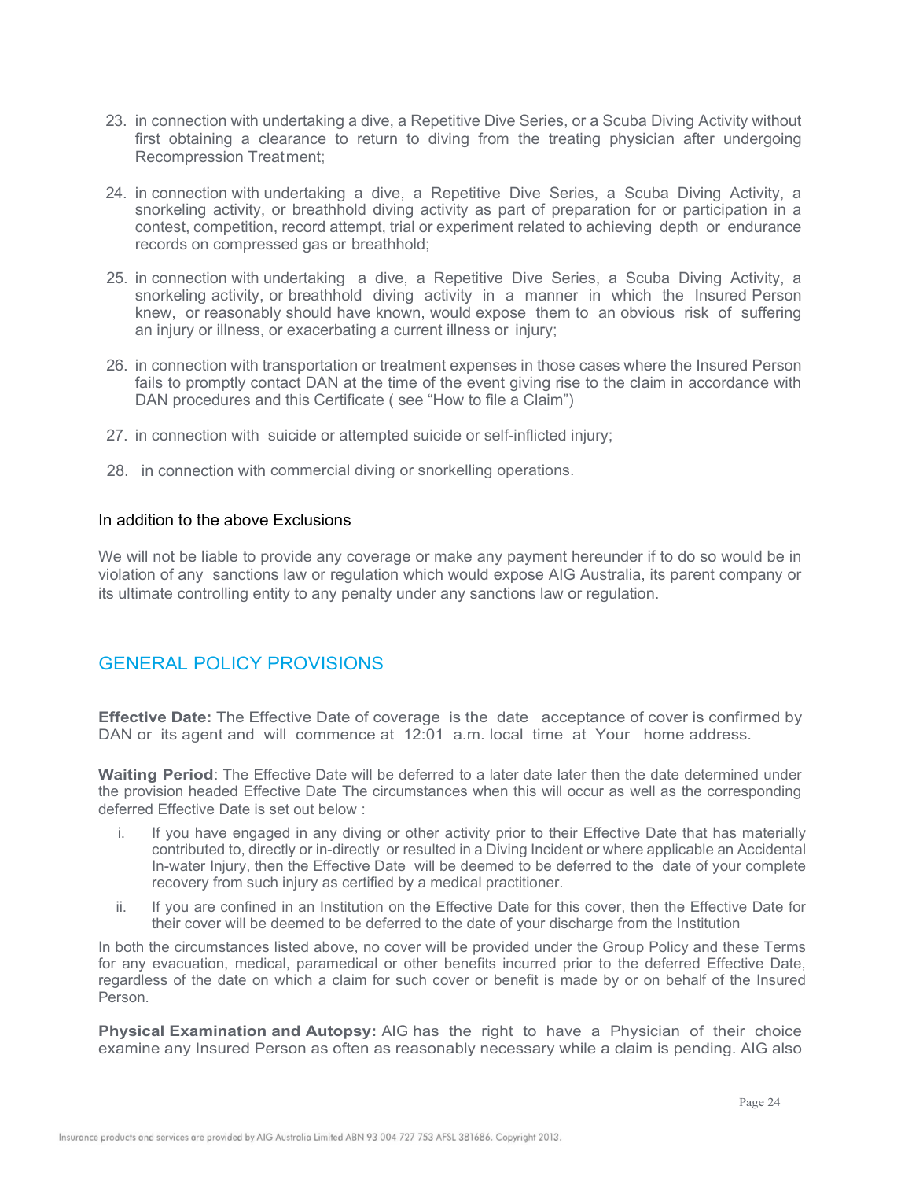23. in connection with undertaking a dive, a Repetitive Dive Series, or a Scuba Diving Activity without first obtaining a clearance to return to diving from the treating physician after undergoing Recompression Treatment;

24. in connection with undertaking a dive, a Repetitive Dive Series, a Scuba Diving Activity, a snorkeling activity, or breathhold diving activity as part of preparation for or participation in a contest, competition, record attempt, trial or experiment related to achieving depth or endurance records on compressed gas or breathhold;

25. in connection with undertaking a dive, a Repetitive Dive Series, a Scuba Diving Activity, a snorkeling activity, or breathhold diving activity in a manner in which the Insured Person knew, or reasonably should have known, would expose them to an obvious risk of suffering an injury or illness, or exacerbating a current illness or injury;

26. in connection with transportation or treatment expenses in those cases where the Insured Person fails to promptly contact DAN at the time of the event giving rise to the claim in accordance with DAN procedures and this Certificate ( see "How to file a Claim")

27. in connection with suicide or attempted suicide or self-inflicted injury;

28. in connection with commercial diving or snorkelling operations.

In addition to the above Exclusions

We will not be liable to provide any coverage or make any payment hereunder if to do so would be in violation of any sanctions law or regulation which would expose AIG Australia, its parent company or its ultimate controlling entity to any penalty under any sanctions law or regulation.

## GENERAL POLICY PROVISIONS

**Effective Date:** The Effective Date of coverage is the date acceptance of cover is confirmed by DAN or its agent and will commence at 12:01 a.m. local time at Your home address.

**Waiting Period**: The Effective Date will be deferred to a later date later then the date determined under the provision headed Effective Date The circumstances when this will occur as well as the corresponding deferred Effective Date is set out below :

i. If you have engaged in any diving or other activity prior to their Effective Date that has materially contributed to, directly or in-directly or resulted in a Diving Incident or where applicable an Accidental In-water Injury, then the Effective Date will be deemed to be deferred to the date of your complete recovery from such injury as certified by a medical practitioner.

ii. If you are confined in an Institution on the Effective Date for this cover, then the Effective Date for their cover will be deemed to be deferred to the date of your discharge from the Institution

In both the circumstances listed above, no cover will be provided under the Group Policy and these Terms for any evacuation, medical, paramedical or other benefits incurred prior to the deferred Effective Date, regardless of the date on which a claim for such cover or benefit is made by or on behalf of the Insured Person.

**Physical Examination and Autopsy:** AIG has the right to have a Physician of their choice examine any Insured Person as often as reasonably necessary while a claim is pending. AIG also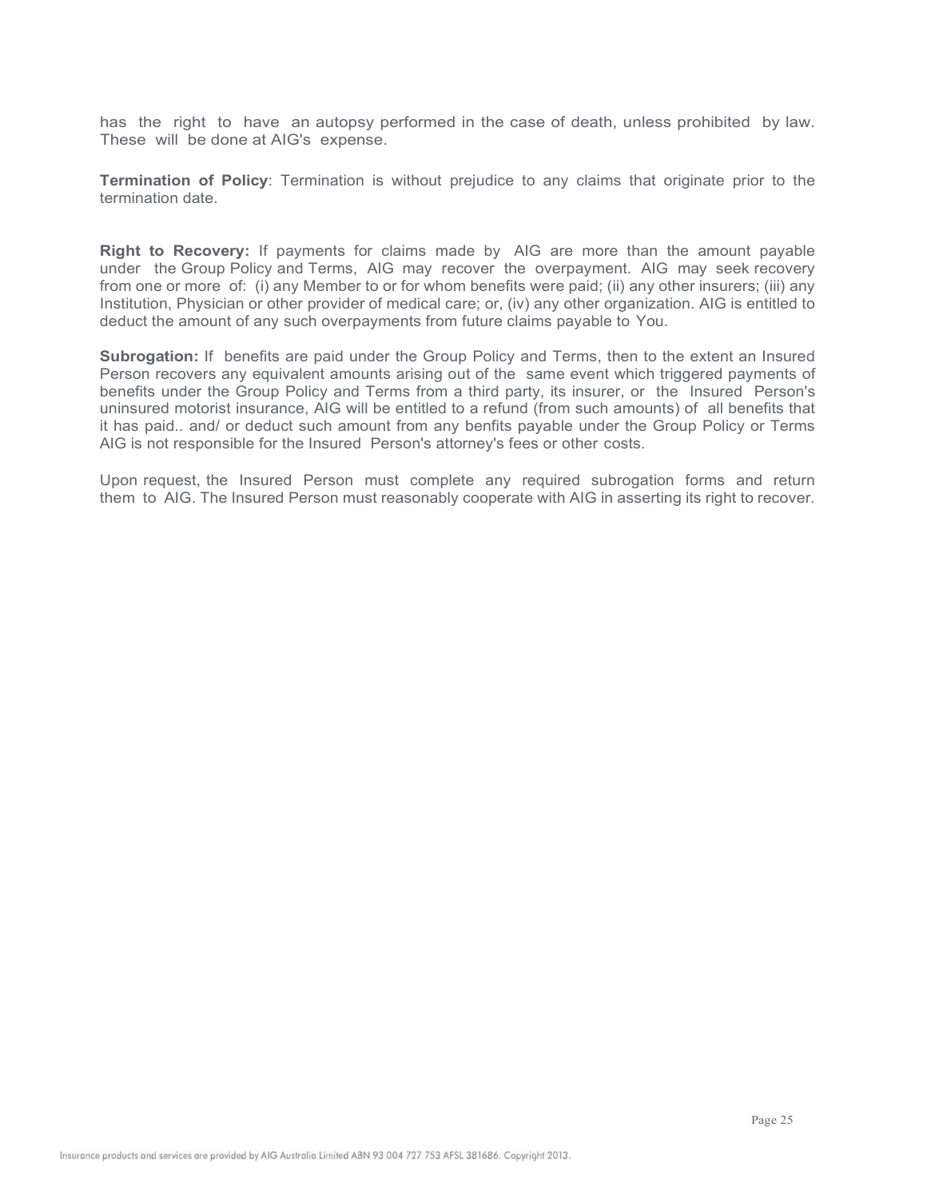has the right to have an autopsy performed in the case of death, unless prohibited by law. These will be done at AIG's expense.

**Termination of Policy**: Termination is without prejudice to any claims that originate prior to the termination date.

**Right to Recovery:** If payments for claims made by AIG are more than the amount payable under the Group Policy and Terms, AIG may recover the overpayment. AIG may seek recovery from one or more of: (i) any Member to or for whom benefits were paid; (ii) any other insurers; (iii) any Institution, Physician or other provider of medical care; or, (iv) any other organization. AIG is entitled to deduct the amount of any such overpayments from future claims payable to You.

**Subrogation:** If benefits are paid under the Group Policy and Terms, then to the extent an Insured Person recovers any equivalent amounts arising out of the same event which triggered payments of benefits under the Group Policy and Terms from a third party, its insurer, or the Insured Person's uninsured motorist insurance, AIG will be entitled to a refund (from such amounts) of all benefits that it has paid.. and/ or deduct such amount from any benfits payable under the Group Policy or Terms AIG is not responsible for the Insured Person's attorney's fees or other costs.

Upon request, the Insured Person must complete any required subrogation forms and return them to AIG. The Insured Person must reasonably cooperate with AIG in asserting its right to recover.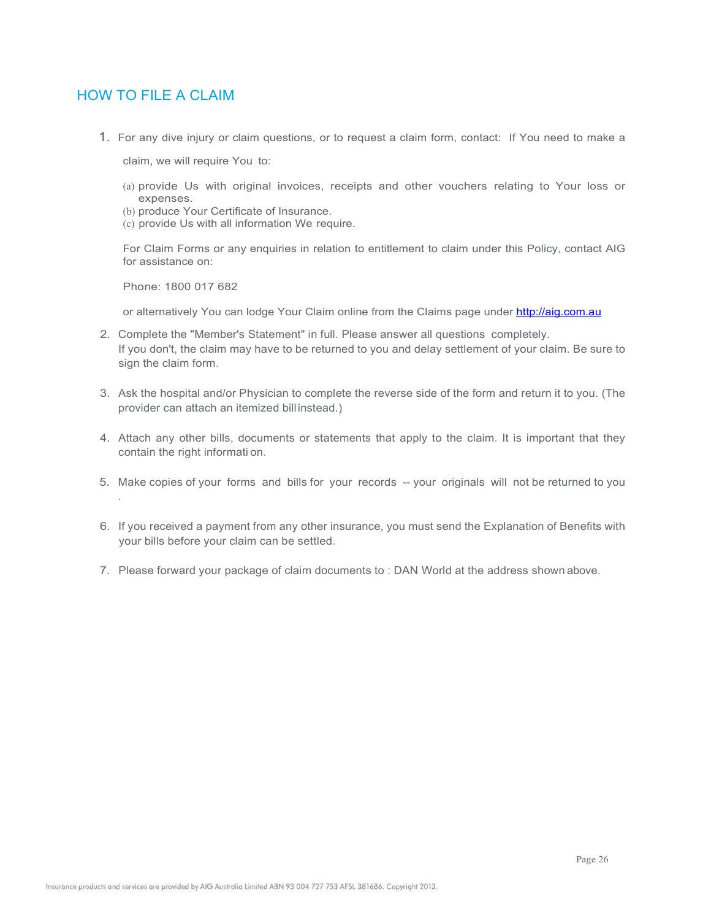## HOW TO FILE A CLAIM

1. For any dive injury or claim questions, or to request a claim form, contact: If You need to make a claim, we will require You to:

   (a) provide Us with original invoices, receipts and other vouchers relating to Your loss or expenses.
   (b) produce Your Certificate of Insurance.
   (c) provide Us with all information We require.

   For Claim Forms or any enquiries in relation to entitlement to claim under this Policy, contact AIG for assistance on:

   Phone: 1800 017 682

   or alternatively You can lodge Your Claim online from the Claims page under http://aig.com.au

2. Complete the "Member's Statement" in full. Please answer all questions completely. If you don't, the claim may have to be returned to you and delay settlement of your claim. Be sure to sign the claim form.

3. Ask the hospital and/or Physician to complete the reverse side of the form and return it to you. (The provider can attach an itemized bill instead.)

4. Attach any other bills, documents or statements that apply to the claim. It is important that they contain the right information.

5. Make copies of your forms and bills for your records -- your originals will not be returned to you .

6. If you received a payment from any other insurance, you must send the Explanation of Benefits with your bills before your claim can be settled.

7. Please forward your package of claim documents to : DAN World at the address shown above.

Insurance products and services are provided by AIG Australia Limited ABN 93 004 727 753 AFSL 381686. Copyright 2013.